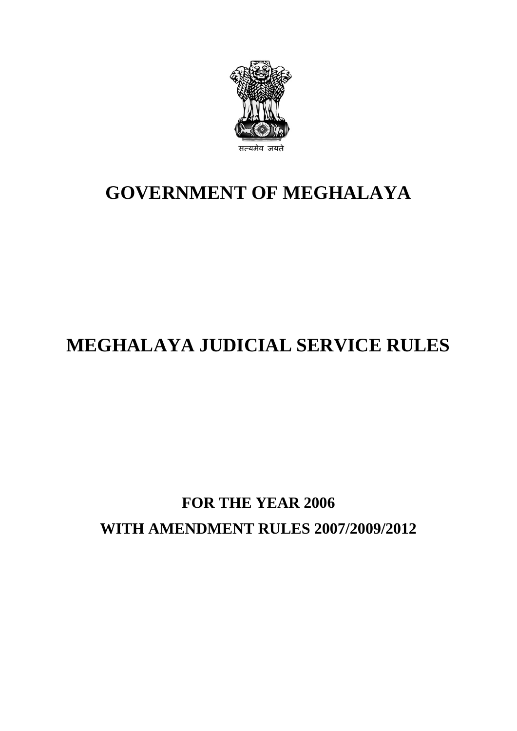सत्यमेव जयते

# GOVERNMENT OF MEGHALAYA

# MEGHALAYA JUDICIAL SERVICE RULES

## FOR THE YEAR 2006

## WITH AMENDMENT RULES 2007/2009/2012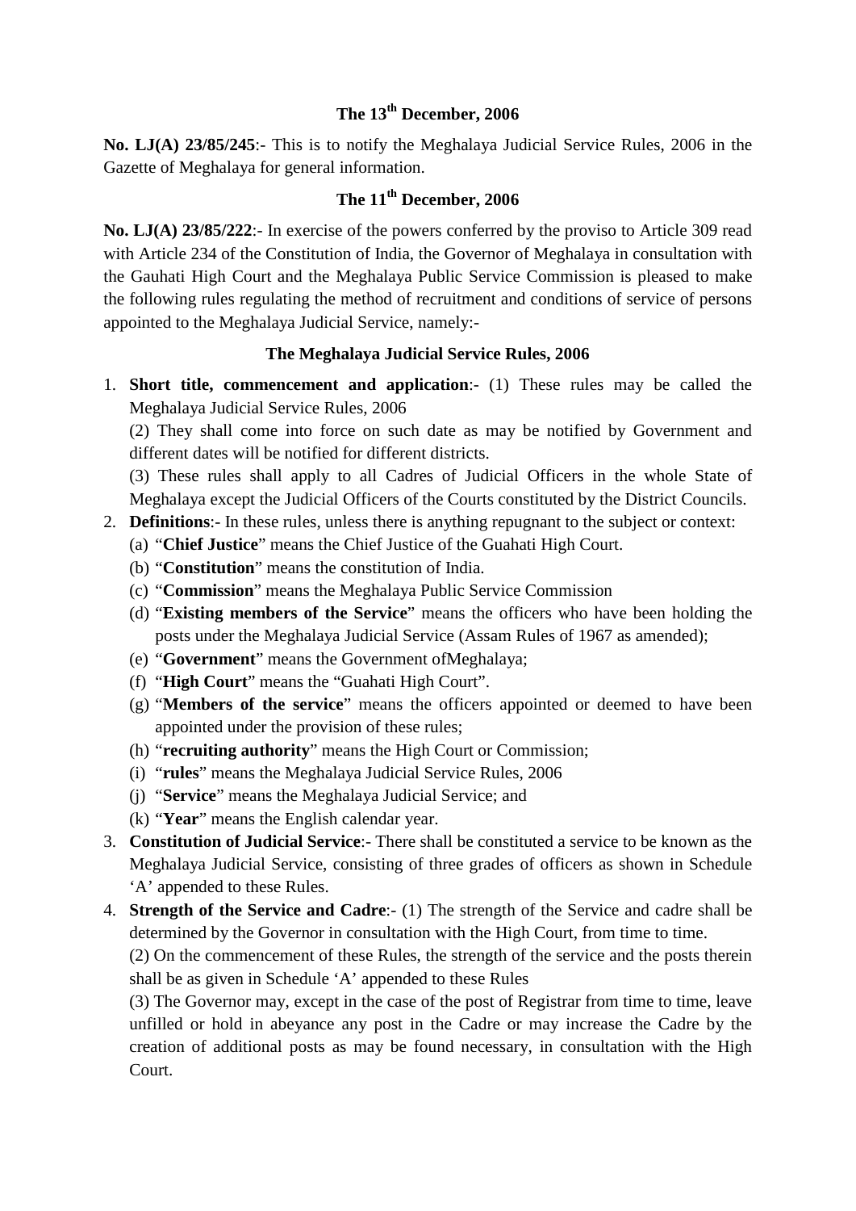**The 13th December, 2006**

**No. LJ(A) 23/85/245**:- This is to notify the Meghalaya Judicial Service Rules, 2006 in the Gazette of Meghalaya for general information.

**The 11th December, 2006**

**No. LJ(A) 23/85/222**:- In exercise of the powers conferred by the proviso to Article 309 read with Article 234 of the Constitution of India, the Governor of Meghalaya in consultation with the Gauhati High Court and the Meghalaya Public Service Commission is pleased to make the following rules regulating the method of recruitment and conditions of service of persons appointed to the Meghalaya Judicial Service, namely:-

**The Meghalaya Judicial Service Rules, 2006**

1. **Short title, commencement and application**:- (1) These rules may be called the Meghalaya Judicial Service Rules, 2006

   (2) They shall come into force on such date as may be notified by Government and different dates will be notified for different districts.

   (3) These rules shall apply to all Cadres of Judicial Officers in the whole State of Meghalaya except the Judicial Officers of the Courts constituted by the District Councils.

2. **Definitions**:- In these rules, unless there is anything repugnant to the subject or context:
   - (a) "**Chief Justice**" means the Chief Justice of the Guahati High Court.
   - (b) "**Constitution**" means the constitution of India.
   - (c) "**Commission**" means the Meghalaya Public Service Commission
   - (d) "**Existing members of the Service**" means the officers who have been holding the posts under the Meghalaya Judicial Service (Assam Rules of 1967 as amended);
   - (e) "**Government**" means the Government ofMeghalaya;
   - (f) "**High Court**" means the "Guahati High Court".
   - (g) "**Members of the service**" means the officers appointed or deemed to have been appointed under the provision of these rules;
   - (h) "**recruiting authority**" means the High Court or Commission;
   - (i) "**rules**" means the Meghalaya Judicial Service Rules, 2006
   - (j) "**Service**" means the Meghalaya Judicial Service; and
   - (k) "**Year**" means the English calendar year.

3. **Constitution of Judicial Service**:- There shall be constituted a service to be known as the Meghalaya Judicial Service, consisting of three grades of officers as shown in Schedule 'A' appended to these Rules.

4. **Strength of the Service and Cadre**:- (1) The strength of the Service and cadre shall be determined by the Governor in consultation with the High Court, from time to time.

   (2) On the commencement of these Rules, the strength of the service and the posts therein shall be as given in Schedule 'A' appended to these Rules

   (3) The Governor may, except in the case of the post of Registrar from time to time, leave unfilled or hold in abeyance any post in the Cadre or may increase the Cadre by the creation of additional posts as may be found necessary, in consultation with the High Court.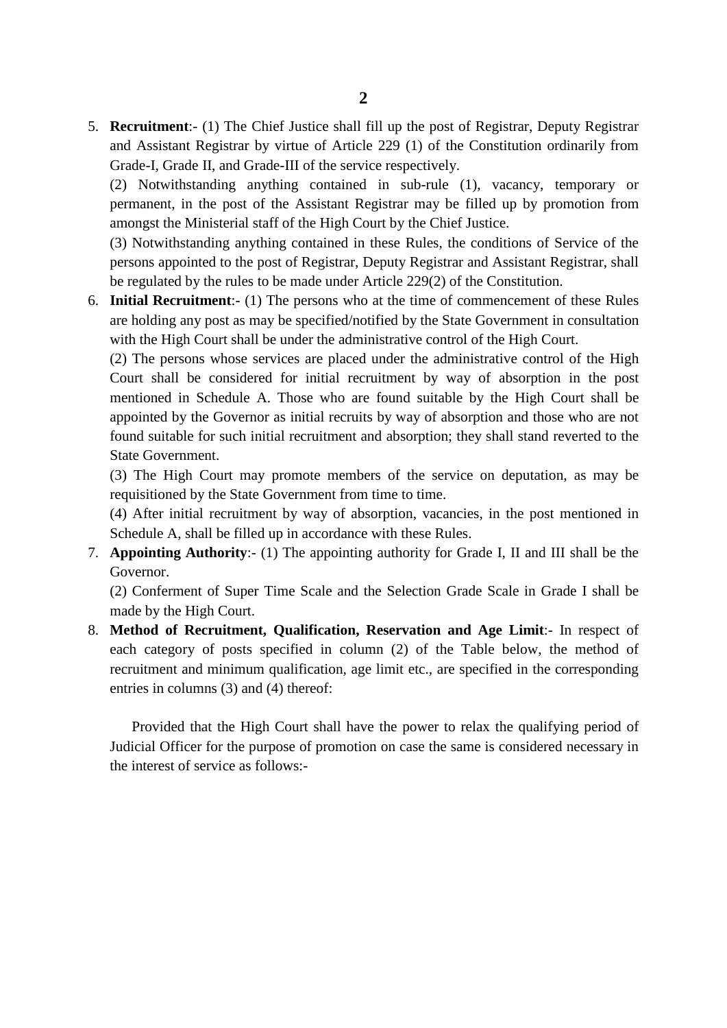5. **Recruitment**:- (1) The Chief Justice shall fill up the post of Registrar, Deputy Registrar and Assistant Registrar by virtue of Article 229 (1) of the Constitution ordinarily from Grade-I, Grade II, and Grade-III of the service respectively.

   (2) Notwithstanding anything contained in sub-rule (1), vacancy, temporary or permanent, in the post of the Assistant Registrar may be filled up by promotion from amongst the Ministerial staff of the High Court by the Chief Justice.

   (3) Notwithstanding anything contained in these Rules, the conditions of Service of the persons appointed to the post of Registrar, Deputy Registrar and Assistant Registrar, shall be regulated by the rules to be made under Article 229(2) of the Constitution.

6. **Initial Recruitment**:- (1) The persons who at the time of commencement of these Rules are holding any post as may be specified/notified by the State Government in consultation with the High Court shall be under the administrative control of the High Court.

   (2) The persons whose services are placed under the administrative control of the High Court shall be considered for initial recruitment by way of absorption in the post mentioned in Schedule A. Those who are found suitable by the High Court shall be appointed by the Governor as initial recruits by way of absorption and those who are not found suitable for such initial recruitment and absorption; they shall stand reverted to the State Government.

   (3) The High Court may promote members of the service on deputation, as may be requisitioned by the State Government from time to time.

   (4) After initial recruitment by way of absorption, vacancies, in the post mentioned in Schedule A, shall be filled up in accordance with these Rules.

7. **Appointing Authority**:- (1) The appointing authority for Grade I, II and III shall be the Governor.

   (2) Conferment of Super Time Scale and the Selection Grade Scale in Grade I shall be made by the High Court.

8. **Method of Recruitment, Qualification, Reservation and Age Limit**:- In respect of each category of posts specified in column (2) of the Table below, the method of recruitment and minimum qualification, age limit etc., are specified in the corresponding entries in columns (3) and (4) thereof:

   Provided that the High Court shall have the power to relax the qualifying period of Judicial Officer for the purpose of promotion on case the same is considered necessary in the interest of service as follows:-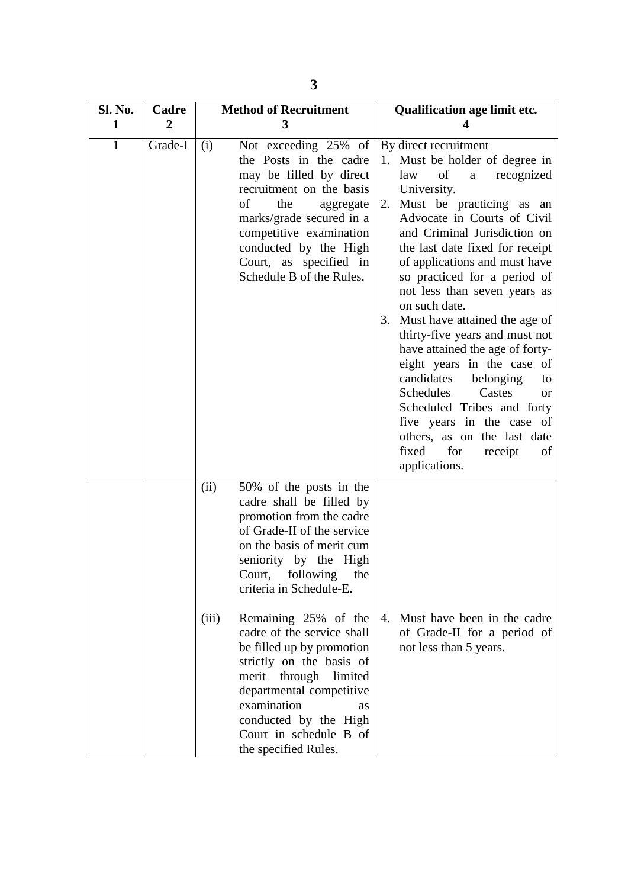| Sl. No. 1 | Cadre 2 | Method of Recruitment 3 | Qualification age limit etc. 4 |
|---|---|---|---|
| 1 | Grade-I | (i) Not exceeding 25% of the Posts in the cadre may be filled by direct recruitment on the basis of the aggregate marks/grade secured in a competitive examination conducted by the High Court, as specified in Schedule B of the Rules. | By direct recruitment<br>1. Must be holder of degree in law of a recognized University.<br>2. Must be practicing as an Advocate in Courts of Civil and Criminal Jurisdiction on the last date fixed for receipt of applications and must have so practiced for a period of not less than seven years as on such date.<br>3. Must have attained the age of thirty-five years and must not have attained the age of forty-eight years in the case of candidates belonging to Schedules Castes or Scheduled Tribes and forty five years in the case of others, as on the last date fixed for receipt of applications. |
| | | (ii) 50% of the posts in the cadre shall be filled by promotion from the cadre of Grade-II of the service on the basis of merit cum seniority by the High Court, following the criteria in Schedule-E.<br><br>(iii) Remaining 25% of the cadre of the service shall be filled up by promotion strictly on the basis of merit through limited departmental competitive examination as conducted by the High Court in schedule B of the specified Rules. | 4. Must have been in the cadre of Grade-II for a period of not less than 5 years. |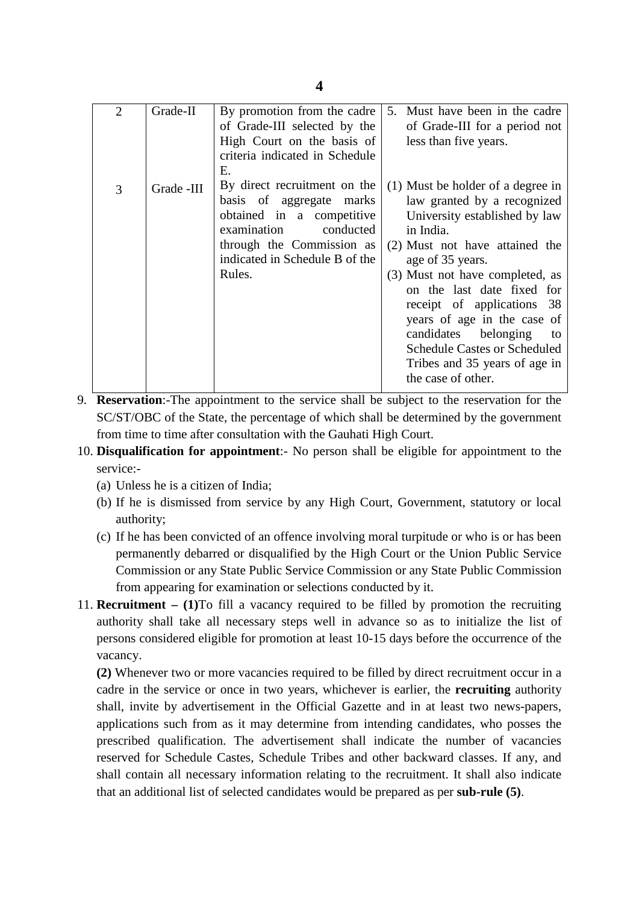| | | | |
|---|---|---|---|
| 2 | Grade-II | By promotion from the cadre of Grade-III selected by the High Court on the basis of criteria indicated in Schedule E. | 5. Must have been in the cadre of Grade-III for a period not less than five years. |
| 3 | Grade -III | By direct recruitment on the basis of aggregate marks obtained in a competitive examination conducted through the Commission as indicated in Schedule B of the Rules. | (1) Must be holder of a degree in law granted by a recognized University established by law in India.<br>(2) Must not have attained the age of 35 years.<br>(3) Must not have completed, as on the last date fixed for receipt of applications 38 years of age in the case of candidates belonging to Schedule Castes or Scheduled Tribes and 35 years of age in the case of other. |

9. **Reservation**:-The appointment to the service shall be subject to the reservation for the SC/ST/OBC of the State, the percentage of which shall be determined by the government from time to time after consultation with the Gauhati High Court.

10. **Disqualification for appointment**:- No person shall be eligible for appointment to the service:-
    (a) Unless he is a citizen of India;
    (b) If he is dismissed from service by any High Court, Government, statutory or local authority;
    (c) If he has been convicted of an offence involving moral turpitude or who is or has been permanently debarred or disqualified by the High Court or the Union Public Service Commission or any State Public Service Commission or any State Public Commission from appearing for examination or selections conducted by it.

11. **Recruitment – (1)**To fill a vacancy required to be filled by promotion the recruiting authority shall take all necessary steps well in advance so as to initialize the list of persons considered eligible for promotion at least 10-15 days before the occurrence of the vacancy.

    **(2)** Whenever two or more vacancies required to be filled by direct recruitment occur in a cadre in the service or once in two years, whichever is earlier, the **recruiting** authority shall, invite by advertisement in the Official Gazette and in at least two news-papers, applications such from as it may determine from intending candidates, who posses the prescribed qualification. The advertisement shall indicate the number of vacancies reserved for Schedule Castes, Schedule Tribes and other backward classes. If any, and shall contain all necessary information relating to the recruitment. It shall also indicate that an additional list of selected candidates would be prepared as per **sub-rule (5)**.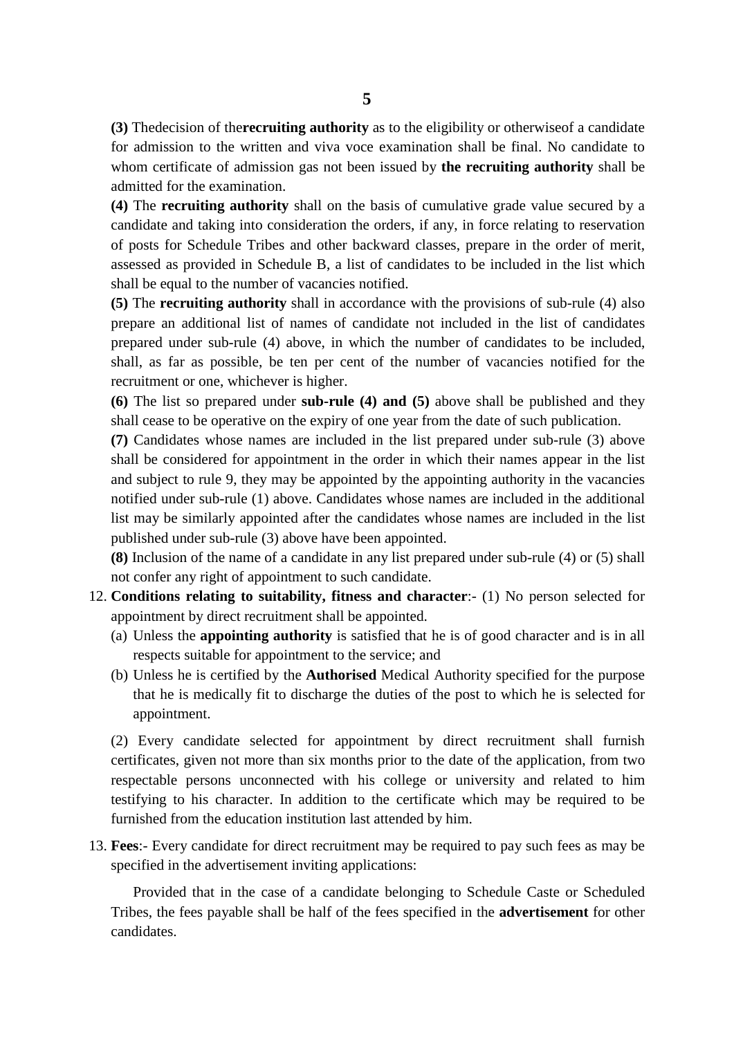**(3)** Thedecision of the**recruiting authority** as to the eligibility or otherwiseof a candidate for admission to the written and viva voce examination shall be final. No candidate to whom certificate of admission gas not been issued by **the recruiting authority** shall be admitted for the examination.

**(4)** The **recruiting authority** shall on the basis of cumulative grade value secured by a candidate and taking into consideration the orders, if any, in force relating to reservation of posts for Schedule Tribes and other backward classes, prepare in the order of merit, assessed as provided in Schedule B, a list of candidates to be included in the list which shall be equal to the number of vacancies notified.

**(5)** The **recruiting authority** shall in accordance with the provisions of sub-rule (4) also prepare an additional list of names of candidate not included in the list of candidates prepared under sub-rule (4) above, in which the number of candidates to be included, shall, as far as possible, be ten per cent of the number of vacancies notified for the recruitment or one, whichever is higher.

**(6)** The list so prepared under **sub-rule (4) and (5)** above shall be published and they shall cease to be operative on the expiry of one year from the date of such publication.

**(7)** Candidates whose names are included in the list prepared under sub-rule (3) above shall be considered for appointment in the order in which their names appear in the list and subject to rule 9, they may be appointed by the appointing authority in the vacancies notified under sub-rule (1) above. Candidates whose names are included in the additional list may be similarly appointed after the candidates whose names are included in the list published under sub-rule (3) above have been appointed.

**(8)** Inclusion of the name of a candidate in any list prepared under sub-rule (4) or (5) shall not confer any right of appointment to such candidate.

12. **Conditions relating to suitability, fitness and character**:- (1) No person selected for appointment by direct recruitment shall be appointed.
    (a) Unless the **appointing authority** is satisfied that he is of good character and is in all respects suitable for appointment to the service; and
    (b) Unless he is certified by the **Authorised** Medical Authority specified for the purpose that he is medically fit to discharge the duties of the post to which he is selected for appointment.

    (2) Every candidate selected for appointment by direct recruitment shall furnish certificates, given not more than six months prior to the date of the application, from two respectable persons unconnected with his college or university and related to him testifying to his character. In addition to the certificate which may be required to be furnished from the education institution last attended by him.

13. **Fees**:- Every candidate for direct recruitment may be required to pay such fees as may be specified in the advertisement inviting applications:

    Provided that in the case of a candidate belonging to Schedule Caste or Scheduled Tribes, the fees payable shall be half of the fees specified in the **advertisement** for other candidates.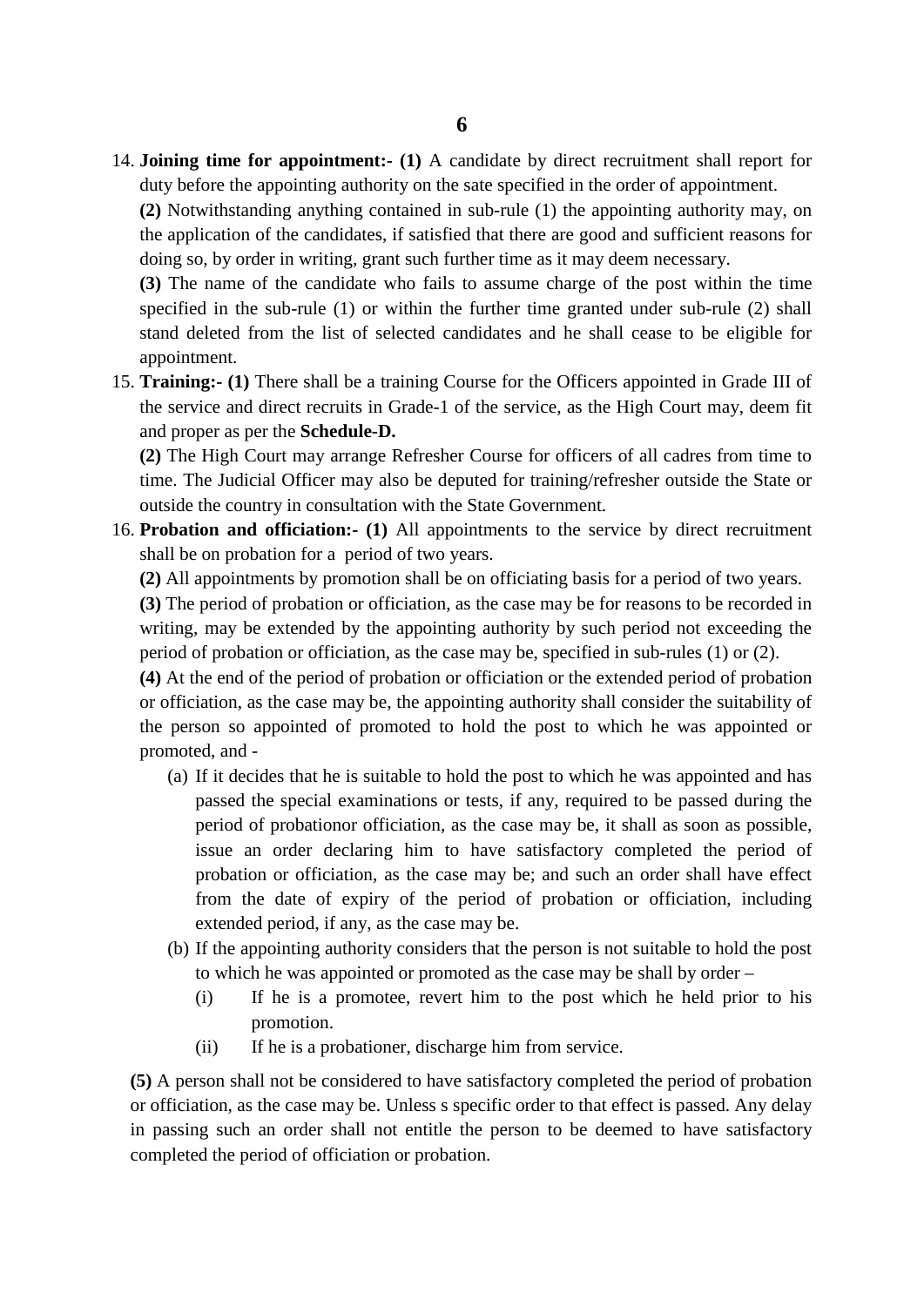14. **Joining time for appointment:- (1)** A candidate by direct recruitment shall report for duty before the appointing authority on the sate specified in the order of appointment.

    **(2)** Notwithstanding anything contained in sub-rule (1) the appointing authority may, on the application of the candidates, if satisfied that there are good and sufficient reasons for doing so, by order in writing, grant such further time as it may deem necessary.

    **(3)** The name of the candidate who fails to assume charge of the post within the time specified in the sub-rule (1) or within the further time granted under sub-rule (2) shall stand deleted from the list of selected candidates and he shall cease to be eligible for appointment.

15. **Training:- (1)** There shall be a training Course for the Officers appointed in Grade III of the service and direct recruits in Grade-1 of the service, as the High Court may, deem fit and proper as per the **Schedule-D.**

    **(2)** The High Court may arrange Refresher Course for officers of all cadres from time to time. The Judicial Officer may also be deputed for training/refresher outside the State or outside the country in consultation with the State Government.

16. **Probation and officiation:- (1)** All appointments to the service by direct recruitment shall be on probation for a period of two years.

    **(2)** All appointments by promotion shall be on officiating basis for a period of two years.

    **(3)** The period of probation or officiation, as the case may be for reasons to be recorded in writing, may be extended by the appointing authority by such period not exceeding the period of probation or officiation, as the case may be, specified in sub-rules (1) or (2).

    **(4)** At the end of the period of probation or officiation or the extended period of probation or officiation, as the case may be, the appointing authority shall consider the suitability of the person so appointed of promoted to hold the post to which he was appointed or promoted, and -

    (a) If it decides that he is suitable to hold the post to which he was appointed and has passed the special examinations or tests, if any, required to be passed during the period of probationor officiation, as the case may be, it shall as soon as possible, issue an order declaring him to have satisfactory completed the period of probation or officiation, as the case may be; and such an order shall have effect from the date of expiry of the period of probation or officiation, including extended period, if any, as the case may be.

    (b) If the appointing authority considers that the person is not suitable to hold the post to which he was appointed or promoted as the case may be shall by order –

    (i) If he is a promotee, revert him to the post which he held prior to his promotion.

    (ii) If he is a probationer, discharge him from service.

    **(5)** A person shall not be considered to have satisfactory completed the period of probation or officiation, as the case may be. Unless s specific order to that effect is passed. Any delay in passing such an order shall not entitle the person to be deemed to have satisfactory completed the period of officiation or probation.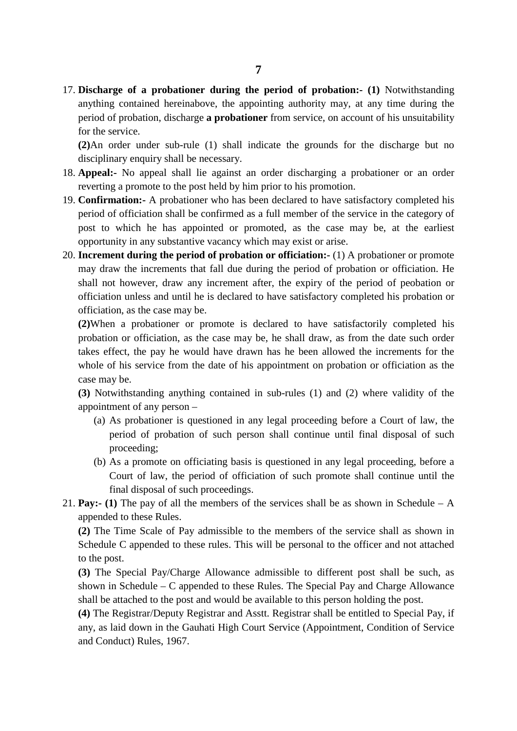17. **Discharge of a probationer during the period of probation:- (1)** Notwithstanding anything contained hereinabove, the appointing authority may, at any time during the period of probation, discharge **a probationer** from service, on account of his unsuitability for the service.

    **(2)**An order under sub-rule (1) shall indicate the grounds for the discharge but no disciplinary enquiry shall be necessary.

18. **Appeal:-** No appeal shall lie against an order discharging a probationer or an order reverting a promote to the post held by him prior to his promotion.

19. **Confirmation:-** A probationer who has been declared to have satisfactory completed his period of officiation shall be confirmed as a full member of the service in the category of post to which he has appointed or promoted, as the case may be, at the earliest opportunity in any substantive vacancy which may exist or arise.

20. **Increment during the period of probation or officiation:-** (1) A probationer or promote may draw the increments that fall due during the period of probation or officiation. He shall not however, draw any increment after, the expiry of the period of peobation or officiation unless and until he is declared to have satisfactory completed his probation or officiation, as the case may be.

    **(2)**When a probationer or promote is declared to have satisfactorily completed his probation or officiation, as the case may be, he shall draw, as from the date such order takes effect, the pay he would have drawn has he been allowed the increments for the whole of his service from the date of his appointment on probation or officiation as the case may be.

    **(3)** Notwithstanding anything contained in sub-rules (1) and (2) where validity of the appointment of any person –

    (a) As probationer is questioned in any legal proceeding before a Court of law, the period of probation of such person shall continue until final disposal of such proceeding;

    (b) As a promote on officiating basis is questioned in any legal proceeding, before a Court of law, the period of officiation of such promote shall continue until the final disposal of such proceedings.

21. **Pay:- (1)** The pay of all the members of the services shall be as shown in Schedule – A appended to these Rules.

    **(2)** The Time Scale of Pay admissible to the members of the service shall as shown in Schedule C appended to these rules. This will be personal to the officer and not attached to the post.

    **(3)** The Special Pay/Charge Allowance admissible to different post shall be such, as shown in Schedule – C appended to these Rules. The Special Pay and Charge Allowance shall be attached to the post and would be available to this person holding the post.

    **(4)** The Registrar/Deputy Registrar and Asstt. Registrar shall be entitled to Special Pay, if any, as laid down in the Gauhati High Court Service (Appointment, Condition of Service and Conduct) Rules, 1967.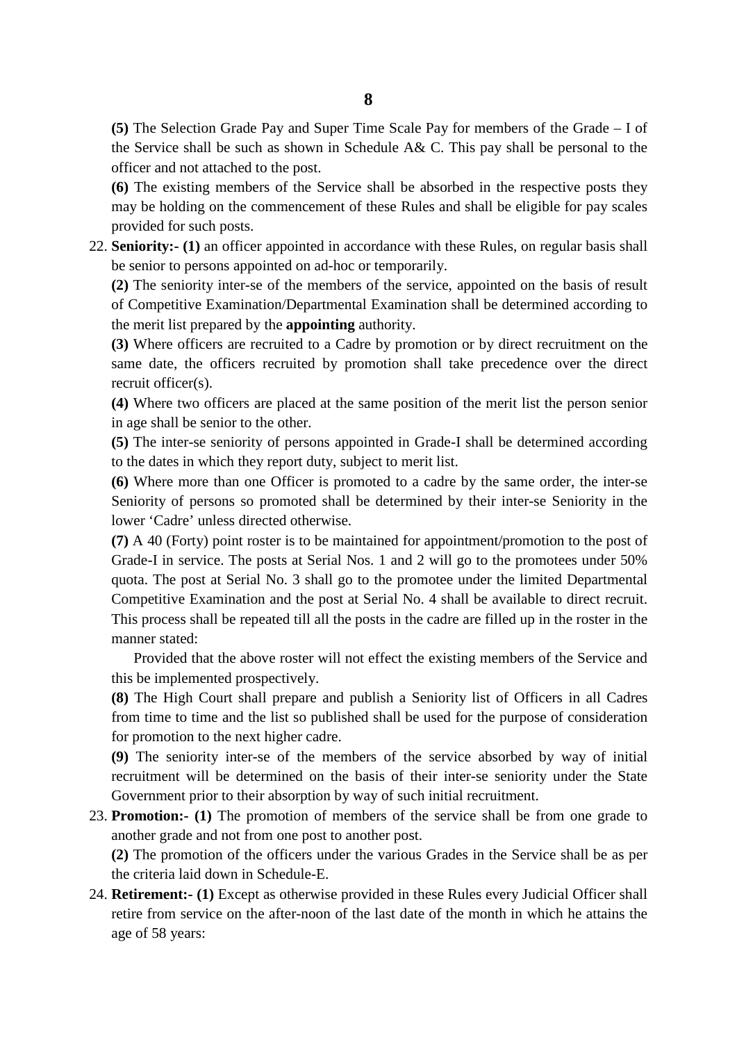**(5)** The Selection Grade Pay and Super Time Scale Pay for members of the Grade – I of the Service shall be such as shown in Schedule A& C. This pay shall be personal to the officer and not attached to the post.

**(6)** The existing members of the Service shall be absorbed in the respective posts they may be holding on the commencement of these Rules and shall be eligible for pay scales provided for such posts.

22. **Seniority:- (1)** an officer appointed in accordance with these Rules, on regular basis shall be senior to persons appointed on ad-hoc or temporarily.

    **(2)** The seniority inter-se of the members of the service, appointed on the basis of result of Competitive Examination/Departmental Examination shall be determined according to the merit list prepared by the **appointing** authority.

    **(3)** Where officers are recruited to a Cadre by promotion or by direct recruitment on the same date, the officers recruited by promotion shall take precedence over the direct recruit officer(s).

    **(4)** Where two officers are placed at the same position of the merit list the person senior in age shall be senior to the other.

    **(5)** The inter-se seniority of persons appointed in Grade-I shall be determined according to the dates in which they report duty, subject to merit list.

    **(6)** Where more than one Officer is promoted to a cadre by the same order, the inter-se Seniority of persons so promoted shall be determined by their inter-se Seniority in the lower 'Cadre' unless directed otherwise.

    **(7)** A 40 (Forty) point roster is to be maintained for appointment/promotion to the post of Grade-I in service. The posts at Serial Nos. 1 and 2 will go to the promotees under 50% quota. The post at Serial No. 3 shall go to the promotee under the limited Departmental Competitive Examination and the post at Serial No. 4 shall be available to direct recruit. This process shall be repeated till all the posts in the cadre are filled up in the roster in the manner stated:

    Provided that the above roster will not effect the existing members of the Service and this be implemented prospectively.

    **(8)** The High Court shall prepare and publish a Seniority list of Officers in all Cadres from time to time and the list so published shall be used for the purpose of consideration for promotion to the next higher cadre.

    **(9)** The seniority inter-se of the members of the service absorbed by way of initial recruitment will be determined on the basis of their inter-se seniority under the State Government prior to their absorption by way of such initial recruitment.

23. **Promotion:- (1)** The promotion of members of the service shall be from one grade to another grade and not from one post to another post.

    **(2)** The promotion of the officers under the various Grades in the Service shall be as per the criteria laid down in Schedule-E.

24. **Retirement:- (1)** Except as otherwise provided in these Rules every Judicial Officer shall retire from service on the after-noon of the last date of the month in which he attains the age of 58 years: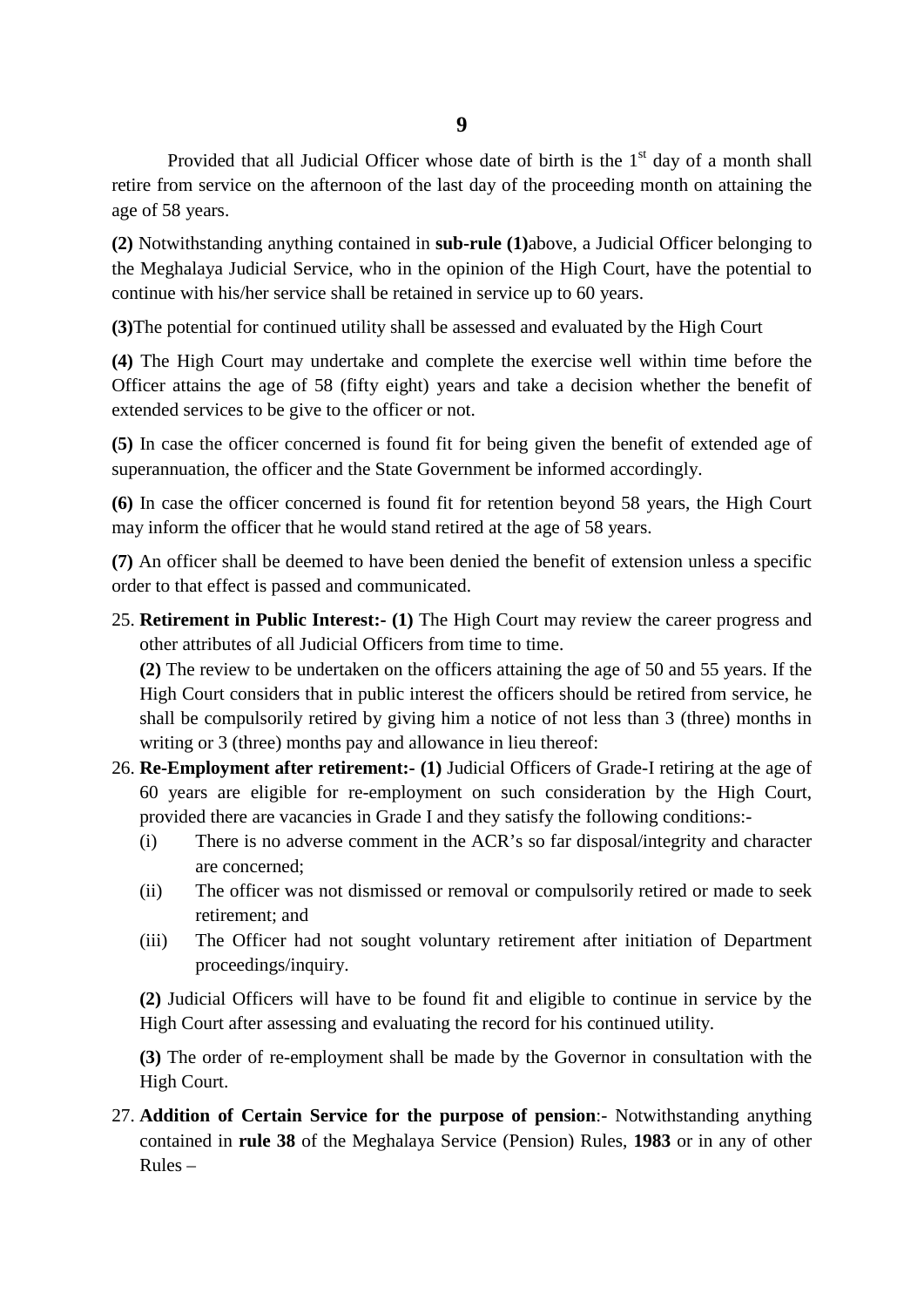Provided that all Judicial Officer whose date of birth is the 1st day of a month shall retire from service on the afternoon of the last day of the proceeding month on attaining the age of 58 years.

**(2)** Notwithstanding anything contained in **sub-rule (1)**above, a Judicial Officer belonging to the Meghalaya Judicial Service, who in the opinion of the High Court, have the potential to continue with his/her service shall be retained in service up to 60 years.

**(3)**The potential for continued utility shall be assessed and evaluated by the High Court

**(4)** The High Court may undertake and complete the exercise well within time before the Officer attains the age of 58 (fifty eight) years and take a decision whether the benefit of extended services to be give to the officer or not.

**(5)** In case the officer concerned is found fit for being given the benefit of extended age of superannuation, the officer and the State Government be informed accordingly.

**(6)** In case the officer concerned is found fit for retention beyond 58 years, the High Court may inform the officer that he would stand retired at the age of 58 years.

**(7)** An officer shall be deemed to have been denied the benefit of extension unless a specific order to that effect is passed and communicated.

25. **Retirement in Public Interest:- (1)** The High Court may review the career progress and other attributes of all Judicial Officers from time to time.

    **(2)** The review to be undertaken on the officers attaining the age of 50 and 55 years. If the High Court considers that in public interest the officers should be retired from service, he shall be compulsorily retired by giving him a notice of not less than 3 (three) months in writing or 3 (three) months pay and allowance in lieu thereof:

26. **Re-Employment after retirement:- (1)** Judicial Officers of Grade-I retiring at the age of 60 years are eligible for re-employment on such consideration by the High Court, provided there are vacancies in Grade I and they satisfy the following conditions:-

    (i) There is no adverse comment in the ACR's so far disposal/integrity and character are concerned;

    (ii) The officer was not dismissed or removal or compulsorily retired or made to seek retirement; and

    (iii) The Officer had not sought voluntary retirement after initiation of Department proceedings/inquiry.

    **(2)** Judicial Officers will have to be found fit and eligible to continue in service by the High Court after assessing and evaluating the record for his continued utility.

    **(3)** The order of re-employment shall be made by the Governor in consultation with the High Court.

27. **Addition of Certain Service for the purpose of pension**:- Notwithstanding anything contained in **rule 38** of the Meghalaya Service (Pension) Rules, **1983** or in any of other Rules –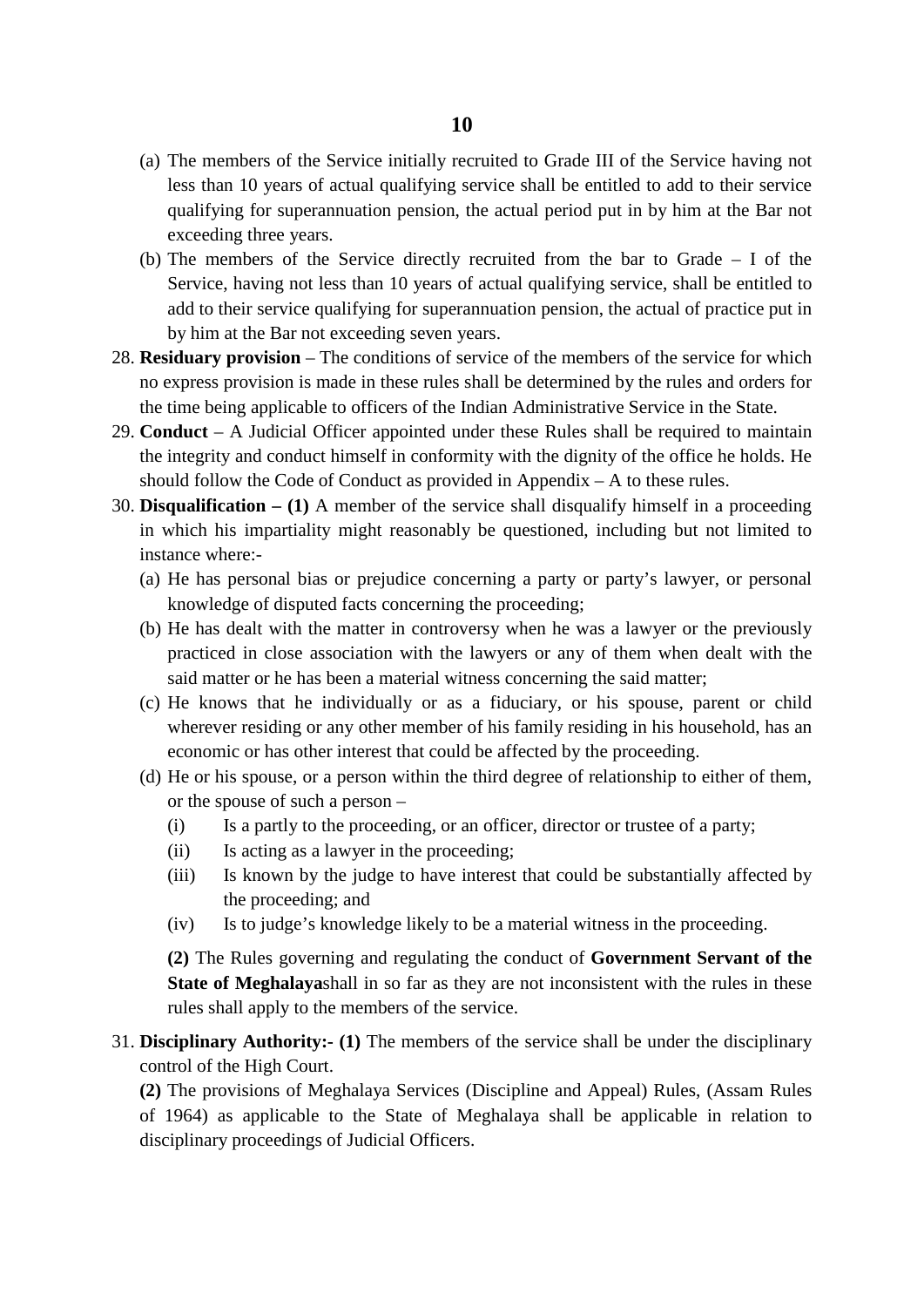(a) The members of the Service initially recruited to Grade III of the Service having not less than 10 years of actual qualifying service shall be entitled to add to their service qualifying for superannuation pension, the actual period put in by him at the Bar not exceeding three years.

(b) The members of the Service directly recruited from the bar to Grade – I of the Service, having not less than 10 years of actual qualifying service, shall be entitled to add to their service qualifying for superannuation pension, the actual of practice put in by him at the Bar not exceeding seven years.

28. **Residuary provision** – The conditions of service of the members of the service for which no express provision is made in these rules shall be determined by the rules and orders for the time being applicable to officers of the Indian Administrative Service in the State.

29. **Conduct** – A Judicial Officer appointed under these Rules shall be required to maintain the integrity and conduct himself in conformity with the dignity of the office he holds. He should follow the Code of Conduct as provided in Appendix – A to these rules.

30. **Disqualification – (1)** A member of the service shall disqualify himself in a proceeding in which his impartiality might reasonably be questioned, including but not limited to instance where:-

(a) He has personal bias or prejudice concerning a party or party's lawyer, or personal knowledge of disputed facts concerning the proceeding;

(b) He has dealt with the matter in controversy when he was a lawyer or the previously practiced in close association with the lawyers or any of them when dealt with the said matter or he has been a material witness concerning the said matter;

(c) He knows that he individually or as a fiduciary, or his spouse, parent or child wherever residing or any other member of his family residing in his household, has an economic or has other interest that could be affected by the proceeding.

(d) He or his spouse, or a person within the third degree of relationship to either of them, or the spouse of such a person –

(i) Is a partly to the proceeding, or an officer, director or trustee of a party;

(ii) Is acting as a lawyer in the proceeding;

(iii) Is known by the judge to have interest that could be substantially affected by the proceeding; and

(iv) Is to judge's knowledge likely to be a material witness in the proceeding.

**(2)** The Rules governing and regulating the conduct of **Government Servant of the State of Meghalaya**shall in so far as they are not inconsistent with the rules in these rules shall apply to the members of the service.

31. **Disciplinary Authority:- (1)** The members of the service shall be under the disciplinary control of the High Court.

**(2)** The provisions of Meghalaya Services (Discipline and Appeal) Rules, (Assam Rules of 1964) as applicable to the State of Meghalaya shall be applicable in relation to disciplinary proceedings of Judicial Officers.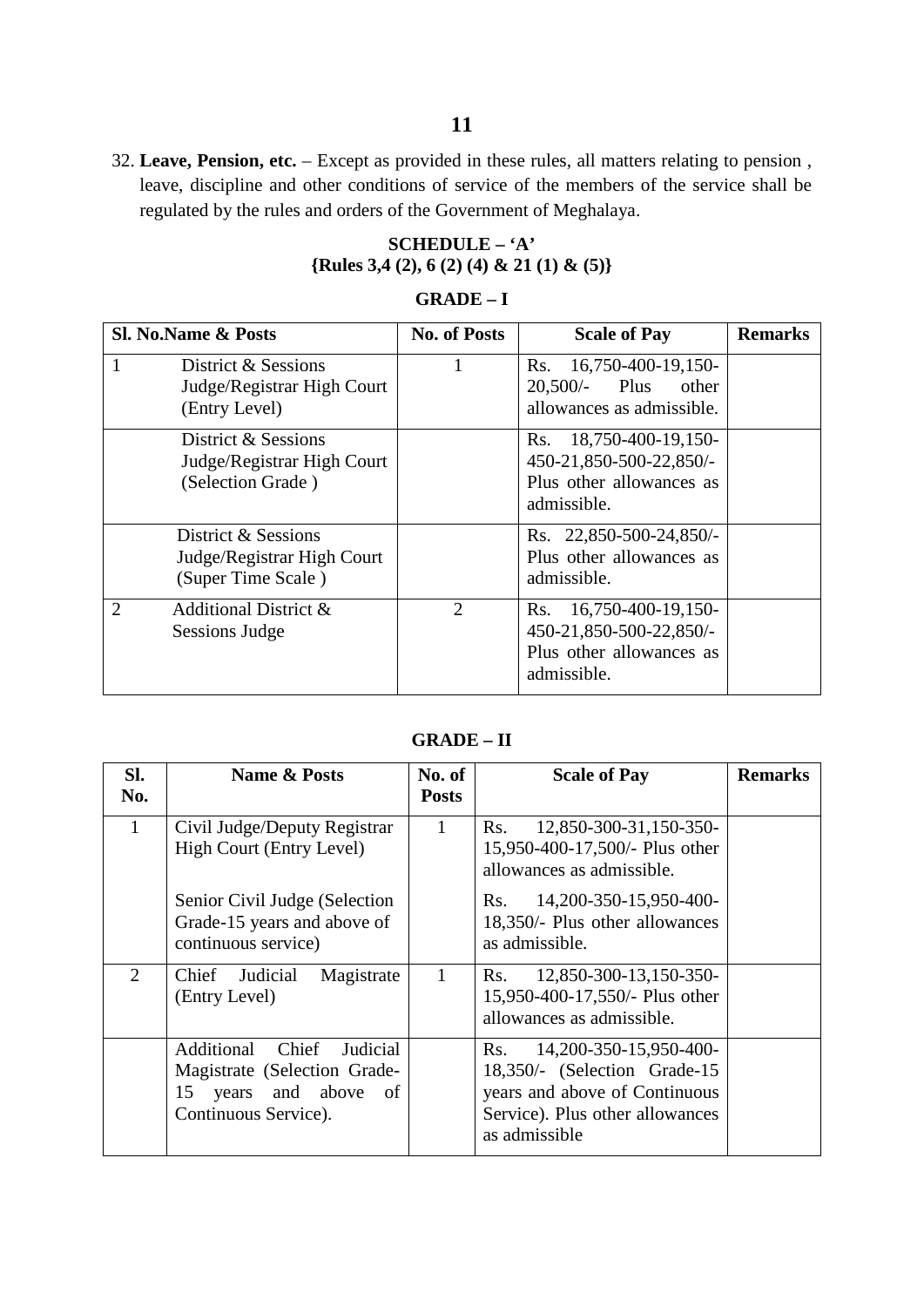32. **Leave, Pension, etc.** – Except as provided in these rules, all matters relating to pension , leave, discipline and other conditions of service of the members of the service shall be regulated by the rules and orders of the Government of Meghalaya.

**SCHEDULE – 'A'**
**{Rules 3,4 (2), 6 (2) (4) & 21 (1) & (5)}**

**GRADE – I**

| Sl. No. | Name & Posts | No. of Posts | Scale of Pay | Remarks |
|---|---|---|---|---|
| 1 | District & Sessions Judge/Registrar High Court (Entry Level) | 1 | Rs. 16,750-400-19,150-20,500/- Plus other allowances as admissible. | |
| | District & Sessions Judge/Registrar High Court (Selection Grade ) | | Rs. 18,750-400-19,150-450-21,850-500-22,850/- Plus other allowances as admissible. | |
| | District & Sessions Judge/Registrar High Court (Super Time Scale ) | | Rs. 22,850-500-24,850/- Plus other allowances as admissible. | |
| 2 | Additional District & Sessions Judge | 2 | Rs. 16,750-400-19,150-450-21,850-500-22,850/- Plus other allowances as admissible. | |

**GRADE – II**

| Sl. No. | Name & Posts | No. of Posts | Scale of Pay | Remarks |
|---|---|---|---|---|
| 1 | Civil Judge/Deputy Registrar High Court (Entry Level)<br><br>Senior Civil Judge (Selection Grade-15 years and above of continuous service) | 1 | Rs. 12,850-300-31,150-350-15,950-400-17,500/- Plus other allowances as admissible.<br><br>Rs. 14,200-350-15,950-400-18,350/- Plus other allowances as admissible. | |
| 2 | Chief Judicial Magistrate (Entry Level) | 1 | Rs. 12,850-300-13,150-350-15,950-400-17,550/- Plus other allowances as admissible. | |
| | Additional Chief Judicial Magistrate (Selection Grade-15 years and above of Continuous Service). | | Rs. 14,200-350-15,950-400-18,350/- (Selection Grade-15 years and above of Continuous Service). Plus other allowances as admissible | |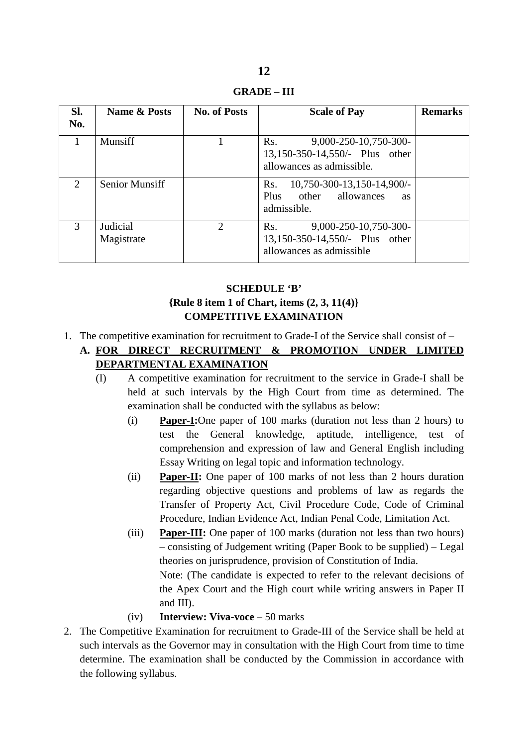## GRADE – III

| Sl. No. | Name & Posts | No. of Posts | Scale of Pay | Remarks |
|---|---|---|---|---|
| 1 | Munsiff | 1 | Rs. 9,000-250-10,750-300-13,150-350-14,550/- Plus other allowances as admissible. | |
| 2 | Senior Munsiff | | Rs. 10,750-300-13,150-14,900/- Plus other allowances as admissible. | |
| 3 | Judicial Magistrate | 2 | Rs. 9,000-250-10,750-300-13,150-350-14,550/- Plus other allowances as admissible | |

## SCHEDULE 'B'
### {Rule 8 item 1 of Chart, items (2, 3, 11(4)}
### COMPETITIVE EXAMINATION

1. The competitive examination for recruitment to Grade-I of the Service shall consist of –

   **A. FOR DIRECT RECRUITMENT & PROMOTION UNDER LIMITED DEPARTMENTAL EXAMINATION**

   (I) A competitive examination for recruitment to the service in Grade-I shall be held at such intervals by the High Court from time as determined. The examination shall be conducted with the syllabus as below:

   (i) **Paper-I:**One paper of 100 marks (duration not less than 2 hours) to test the General knowledge, aptitude, intelligence, test of comprehension and expression of law and General English including Essay Writing on legal topic and information technology.

   (ii) **Paper-II:** One paper of 100 marks of not less than 2 hours duration regarding objective questions and problems of law as regards the Transfer of Property Act, Civil Procedure Code, Code of Criminal Procedure, Indian Evidence Act, Indian Penal Code, Limitation Act.

   (iii) **Paper-III:** One paper of 100 marks (duration not less than two hours) – consisting of Judgement writing (Paper Book to be supplied) – Legal theories on jurisprudence, provision of Constitution of India.

   Note: (The candidate is expected to refer to the relevant decisions of the Apex Court and the High court while writing answers in Paper II and III).

   (iv) **Interview: Viva-voce** – 50 marks

2. The Competitive Examination for recruitment to Grade-III of the Service shall be held at such intervals as the Governor may in consultation with the High Court from time to time determine. The examination shall be conducted by the Commission in accordance with the following syllabus.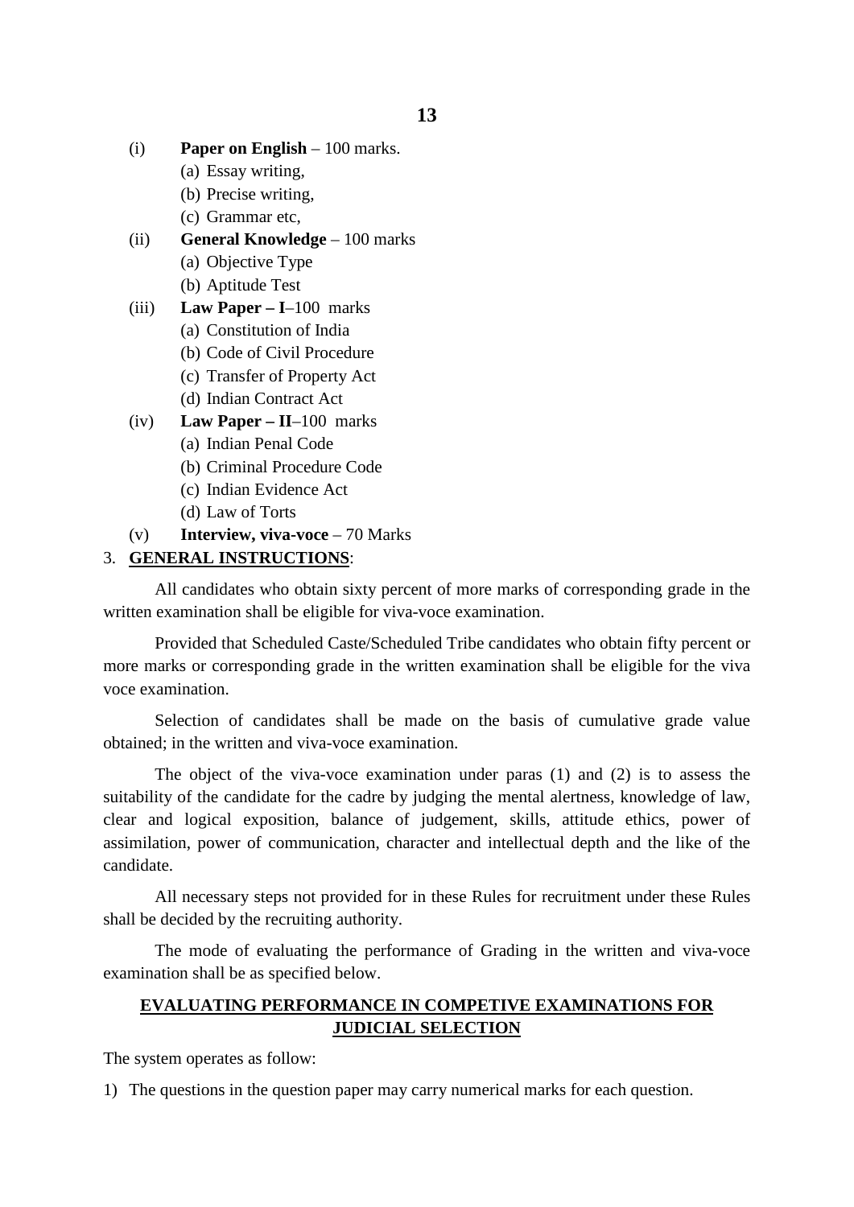(i) **Paper on English** – 100 marks.
   - (a) Essay writing,
   - (b) Precise writing,
   - (c) Grammar etc,

(ii) **General Knowledge** – 100 marks
   - (a) Objective Type
   - (b) Aptitude Test

(iii) **Law Paper – I**–100 marks
   - (a) Constitution of India
   - (b) Code of Civil Procedure
   - (c) Transfer of Property Act
   - (d) Indian Contract Act

(iv) **Law Paper – II**–100 marks
   - (a) Indian Penal Code
   - (b) Criminal Procedure Code
   - (c) Indian Evidence Act
   - (d) Law of Torts

(v) **Interview, viva-voce** – 70 Marks

3. **GENERAL INSTRUCTIONS**:

All candidates who obtain sixty percent of more marks of corresponding grade in the written examination shall be eligible for viva-voce examination.

Provided that Scheduled Caste/Scheduled Tribe candidates who obtain fifty percent or more marks or corresponding grade in the written examination shall be eligible for the viva voce examination.

Selection of candidates shall be made on the basis of cumulative grade value obtained; in the written and viva-voce examination.

The object of the viva-voce examination under paras (1) and (2) is to assess the suitability of the candidate for the cadre by judging the mental alertness, knowledge of law, clear and logical exposition, balance of judgement, skills, attitude ethics, power of assimilation, power of communication, character and intellectual depth and the like of the candidate.

All necessary steps not provided for in these Rules for recruitment under these Rules shall be decided by the recruiting authority.

The mode of evaluating the performance of Grading in the written and viva-voce examination shall be as specified below.

## EVALUATING PERFORMANCE IN COMPETIVE EXAMINATIONS FOR JUDICIAL SELECTION

The system operates as follow:

1) The questions in the question paper may carry numerical marks for each question.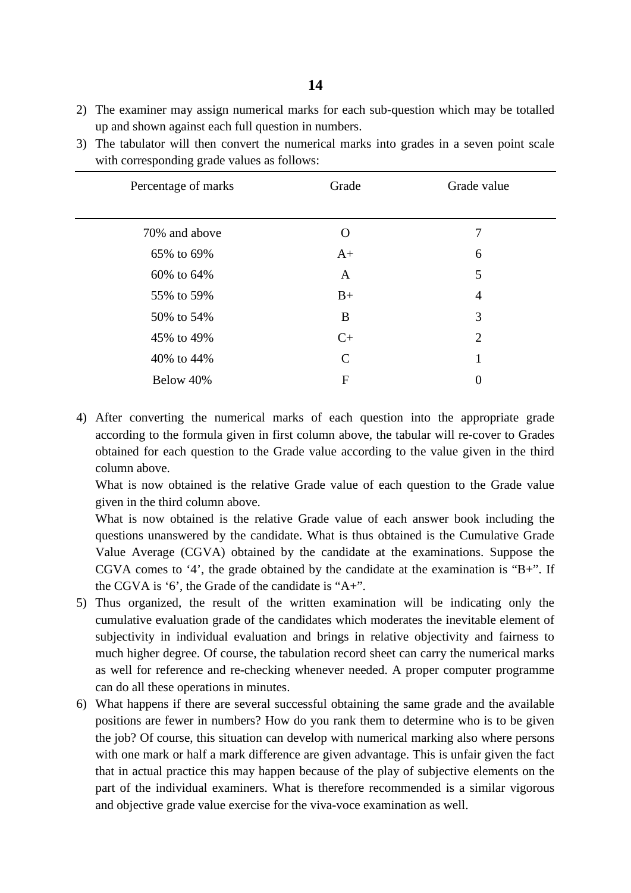2) The examiner may assign numerical marks for each sub-question which may be totalled up and shown against each full question in numbers.
3) The tabulator will then convert the numerical marks into grades in a seven point scale with corresponding grade values as follows:

| Percentage of marks | Grade | Grade value |
|---|---|---|
| 70% and above | O | 7 |
| 65% to 69% | A+ | 6 |
| 60% to 64% | A | 5 |
| 55% to 59% | B+ | 4 |
| 50% to 54% | B | 3 |
| 45% to 49% | C+ | 2 |
| 40% to 44% | C | 1 |
| Below 40% | F | 0 |

4) After converting the numerical marks of each question into the appropriate grade according to the formula given in first column above, the tabular will re-cover to Grades obtained for each question to the Grade value according to the value given in the third column above.

   What is now obtained is the relative Grade value of each question to the Grade value given in the third column above.

   What is now obtained is the relative Grade value of each answer book including the questions unanswered by the candidate. What is thus obtained is the Cumulative Grade Value Average (CGVA) obtained by the candidate at the examinations. Suppose the CGVA comes to '4', the grade obtained by the candidate at the examination is "B+". If the CGVA is '6', the Grade of the candidate is "A+".
5) Thus organized, the result of the written examination will be indicating only the cumulative evaluation grade of the candidates which moderates the inevitable element of subjectivity in individual evaluation and brings in relative objectivity and fairness to much higher degree. Of course, the tabulation record sheet can carry the numerical marks as well for reference and re-checking whenever needed. A proper computer programme can do all these operations in minutes.
6) What happens if there are several successful obtaining the same grade and the available positions are fewer in numbers? How do you rank them to determine who is to be given the job? Of course, this situation can develop with numerical marking also where persons with one mark or half a mark difference are given advantage. This is unfair given the fact that in actual practice this may happen because of the play of subjective elements on the part of the individual examiners. What is therefore recommended is a similar vigorous and objective grade value exercise for the viva-voce examination as well.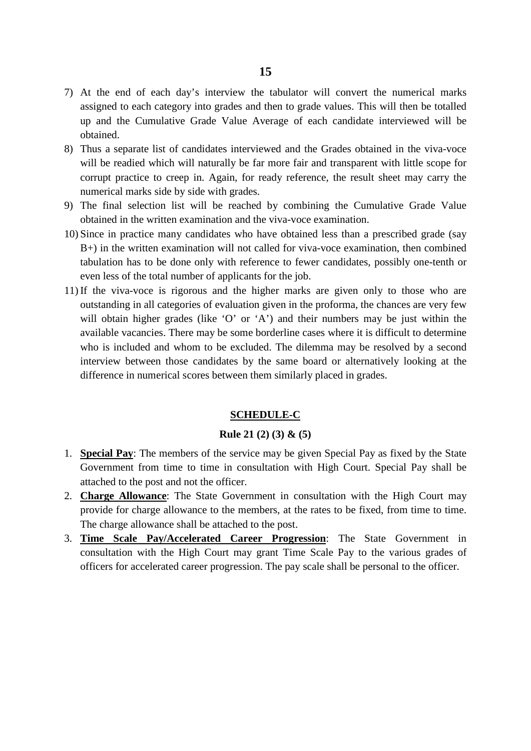7) At the end of each day's interview the tabulator will convert the numerical marks assigned to each category into grades and then to grade values. This will then be totalled up and the Cumulative Grade Value Average of each candidate interviewed will be obtained.
8) Thus a separate list of candidates interviewed and the Grades obtained in the viva-voce will be readied which will naturally be far more fair and transparent with little scope for corrupt practice to creep in. Again, for ready reference, the result sheet may carry the numerical marks side by side with grades.
9) The final selection list will be reached by combining the Cumulative Grade Value obtained in the written examination and the viva-voce examination.
10) Since in practice many candidates who have obtained less than a prescribed grade (say B+) in the written examination will not called for viva-voce examination, then combined tabulation has to be done only with reference to fewer candidates, possibly one-tenth or even less of the total number of applicants for the job.
11) If the viva-voce is rigorous and the higher marks are given only to those who are outstanding in all categories of evaluation given in the proforma, the chances are very few will obtain higher grades (like 'O' or 'A') and their numbers may be just within the available vacancies. There may be some borderline cases where it is difficult to determine who is included and whom to be excluded. The dilemma may be resolved by a second interview between those candidates by the same board or alternatively looking at the difference in numerical scores between them similarly placed in grades.

## SCHEDULE-C

### Rule 21 (2) (3) & (5)

1. **Special Pay**: The members of the service may be given Special Pay as fixed by the State Government from time to time in consultation with High Court. Special Pay shall be attached to the post and not the officer.
2. **Charge Allowance**: The State Government in consultation with the High Court may provide for charge allowance to the members, at the rates to be fixed, from time to time. The charge allowance shall be attached to the post.
3. **Time Scale Pay/Accelerated Career Progression**: The State Government in consultation with the High Court may grant Time Scale Pay to the various grades of officers for accelerated career progression. The pay scale shall be personal to the officer.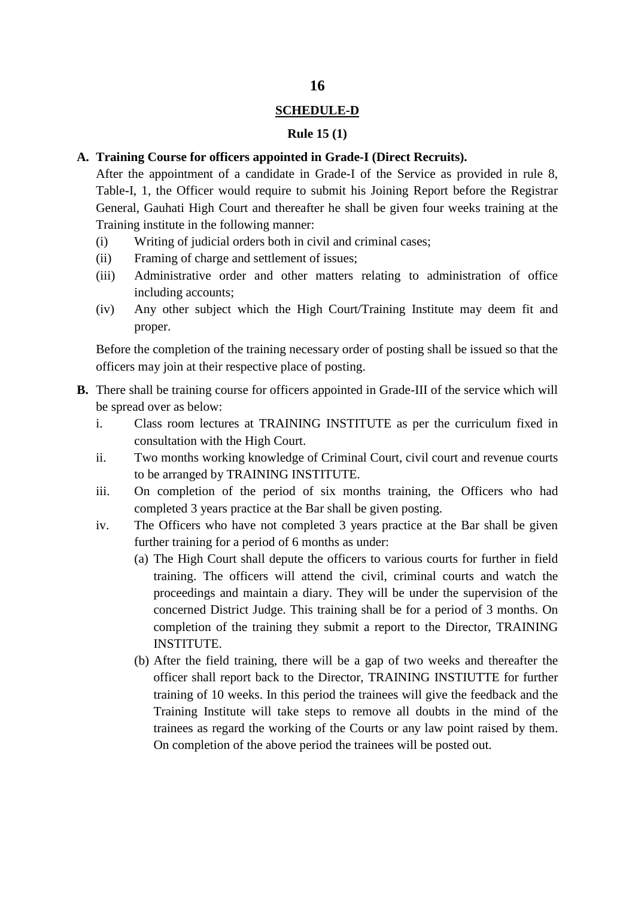## SCHEDULE-D

**Rule 15 (1)**

**A. Training Course for officers appointed in Grade-I (Direct Recruits).**

After the appointment of a candidate in Grade-I of the Service as provided in rule 8, Table-I, 1, the Officer would require to submit his Joining Report before the Registrar General, Gauhati High Court and thereafter he shall be given four weeks training at the Training institute in the following manner:

- (i) Writing of judicial orders both in civil and criminal cases;
- (ii) Framing of charge and settlement of issues;
- (iii) Administrative order and other matters relating to administration of office including accounts;
- (iv) Any other subject which the High Court/Training Institute may deem fit and proper.

Before the completion of the training necessary order of posting shall be issued so that the officers may join at their respective place of posting.

**B.** There shall be training course for officers appointed in Grade-III of the service which will be spread over as below:

- i. Class room lectures at TRAINING INSTITUTE as per the curriculum fixed in consultation with the High Court.
- ii. Two months working knowledge of Criminal Court, civil court and revenue courts to be arranged by TRAINING INSTITUTE.
- iii. On completion of the period of six months training, the Officers who had completed 3 years practice at the Bar shall be given posting.
- iv. The Officers who have not completed 3 years practice at the Bar shall be given further training for a period of 6 months as under:
  - (a) The High Court shall depute the officers to various courts for further in field training. The officers will attend the civil, criminal courts and watch the proceedings and maintain a diary. They will be under the supervision of the concerned District Judge. This training shall be for a period of 3 months. On completion of the training they submit a report to the Director, TRAINING INSTITUTE.
  - (b) After the field training, there will be a gap of two weeks and thereafter the officer shall report back to the Director, TRAINING INSTIUTTE for further training of 10 weeks. In this period the trainees will give the feedback and the Training Institute will take steps to remove all doubts in the mind of the trainees as regard the working of the Courts or any law point raised by them. On completion of the above period the trainees will be posted out.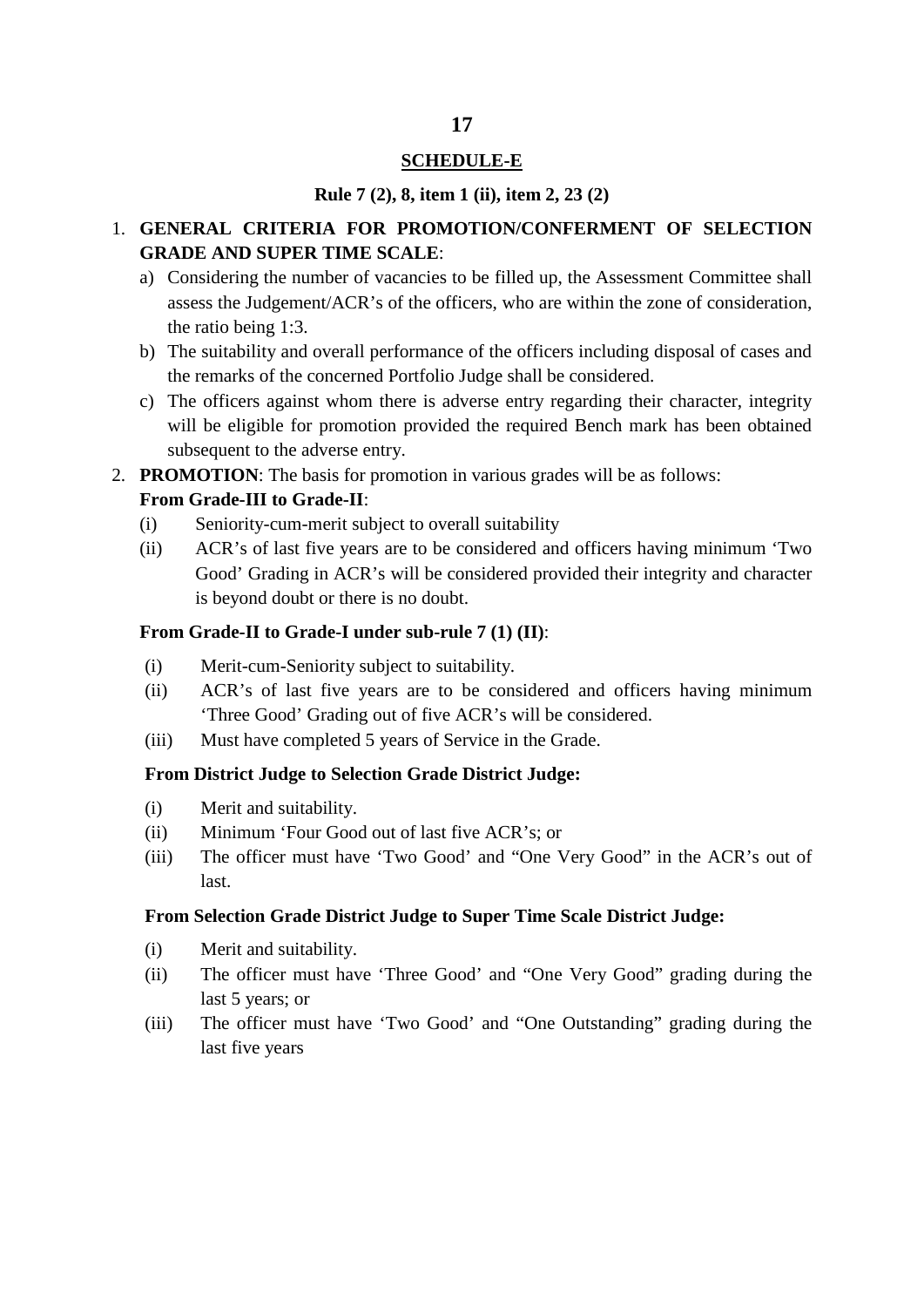## SCHEDULE-E

**Rule 7 (2), 8, item 1 (ii), item 2, 23 (2)**

1. **GENERAL CRITERIA FOR PROMOTION/CONFERMENT OF SELECTION GRADE AND SUPER TIME SCALE**:
   a) Considering the number of vacancies to be filled up, the Assessment Committee shall assess the Judgement/ACR's of the officers, who are within the zone of consideration, the ratio being 1:3.
   b) The suitability and overall performance of the officers including disposal of cases and the remarks of the concerned Portfolio Judge shall be considered.
   c) The officers against whom there is adverse entry regarding their character, integrity will be eligible for promotion provided the required Bench mark has been obtained subsequent to the adverse entry.
2. **PROMOTION**: The basis for promotion in various grades will be as follows:

   **From Grade-III to Grade-II**:

   (i) Seniority-cum-merit subject to overall suitability
   (ii) ACR's of last five years are to be considered and officers having minimum 'Two Good' Grading in ACR's will be considered provided their integrity and character is beyond doubt or there is no doubt.

   **From Grade-II to Grade-I under sub-rule 7 (1) (II)**:

   (i) Merit-cum-Seniority subject to suitability.
   (ii) ACR's of last five years are to be considered and officers having minimum 'Three Good' Grading out of five ACR's will be considered.
   (iii) Must have completed 5 years of Service in the Grade.

   **From District Judge to Selection Grade District Judge:**

   (i) Merit and suitability.
   (ii) Minimum 'Four Good out of last five ACR's; or
   (iii) The officer must have 'Two Good' and "One Very Good" in the ACR's out of last.

   **From Selection Grade District Judge to Super Time Scale District Judge:**

   (i) Merit and suitability.
   (ii) The officer must have 'Three Good' and "One Very Good" grading during the last 5 years; or
   (iii) The officer must have 'Two Good' and "One Outstanding" grading during the last five years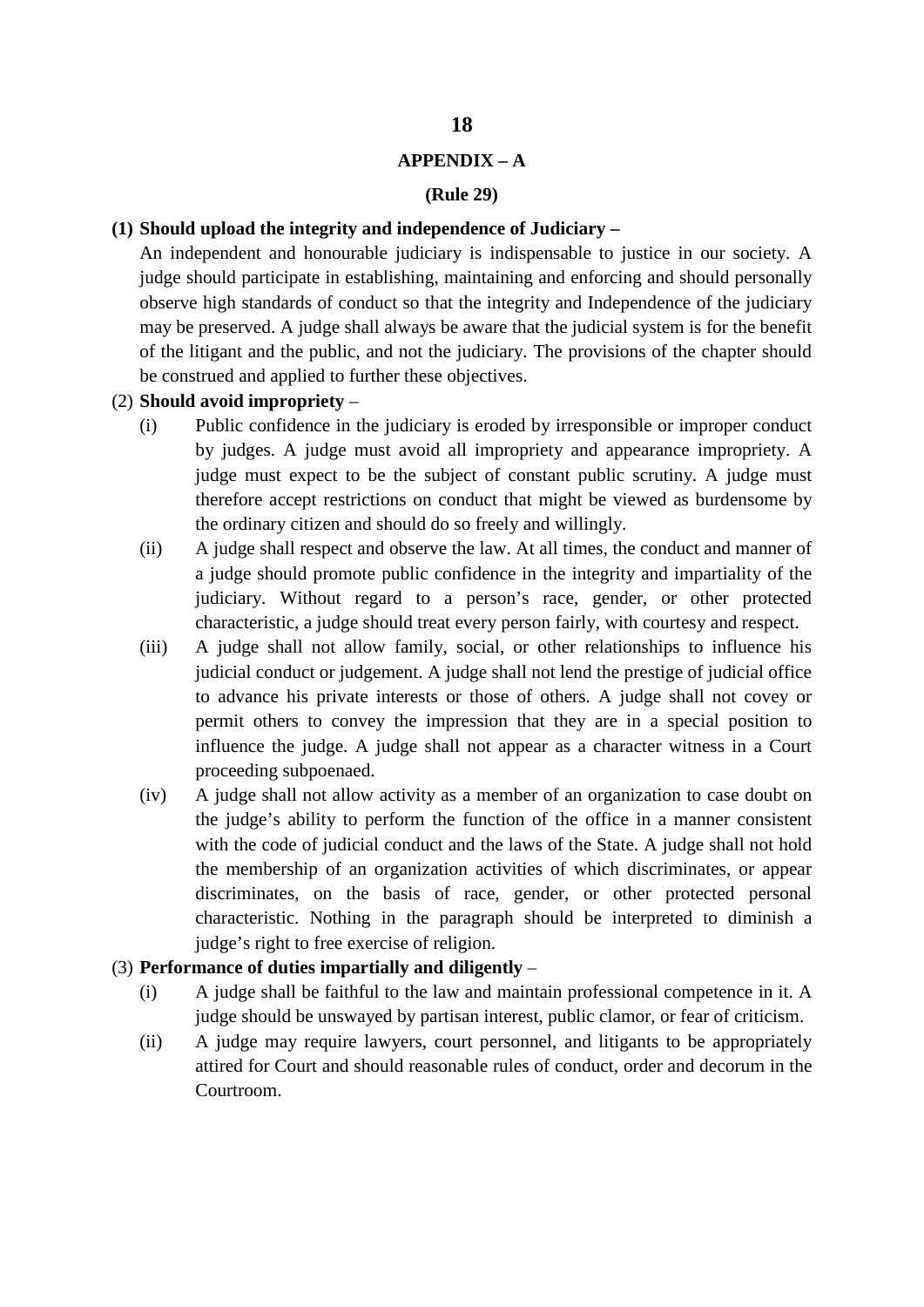## APPENDIX – A

**(Rule 29)**

**(1) Should upload the integrity and independence of Judiciary –**

An independent and honourable judiciary is indispensable to justice in our society. A judge should participate in establishing, maintaining and enforcing and should personally observe high standards of conduct so that the integrity and Independence of the judiciary may be preserved. A judge shall always be aware that the judicial system is for the benefit of the litigant and the public, and not the judiciary. The provisions of the chapter should be construed and applied to further these objectives.

(2) **Should avoid impropriety** –

(i) Public confidence in the judiciary is eroded by irresponsible or improper conduct by judges. A judge must avoid all impropriety and appearance impropriety. A judge must expect to be the subject of constant public scrutiny. A judge must therefore accept restrictions on conduct that might be viewed as burdensome by the ordinary citizen and should do so freely and willingly.

(ii) A judge shall respect and observe the law. At all times, the conduct and manner of a judge should promote public confidence in the integrity and impartiality of the judiciary. Without regard to a person's race, gender, or other protected characteristic, a judge should treat every person fairly, with courtesy and respect.

(iii) A judge shall not allow family, social, or other relationships to influence his judicial conduct or judgement. A judge shall not lend the prestige of judicial office to advance his private interests or those of others. A judge shall not covey or permit others to convey the impression that they are in a special position to influence the judge. A judge shall not appear as a character witness in a Court proceeding subpoenaed.

(iv) A judge shall not allow activity as a member of an organization to case doubt on the judge's ability to perform the function of the office in a manner consistent with the code of judicial conduct and the laws of the State. A judge shall not hold the membership of an organization activities of which discriminates, or appear discriminates, on the basis of race, gender, or other protected personal characteristic. Nothing in the paragraph should be interpreted to diminish a judge's right to free exercise of religion.

(3) **Performance of duties impartially and diligently** –

(i) A judge shall be faithful to the law and maintain professional competence in it. A judge should be unswayed by partisan interest, public clamor, or fear of criticism.

(ii) A judge may require lawyers, court personnel, and litigants to be appropriately attired for Court and should reasonable rules of conduct, order and decorum in the Courtroom.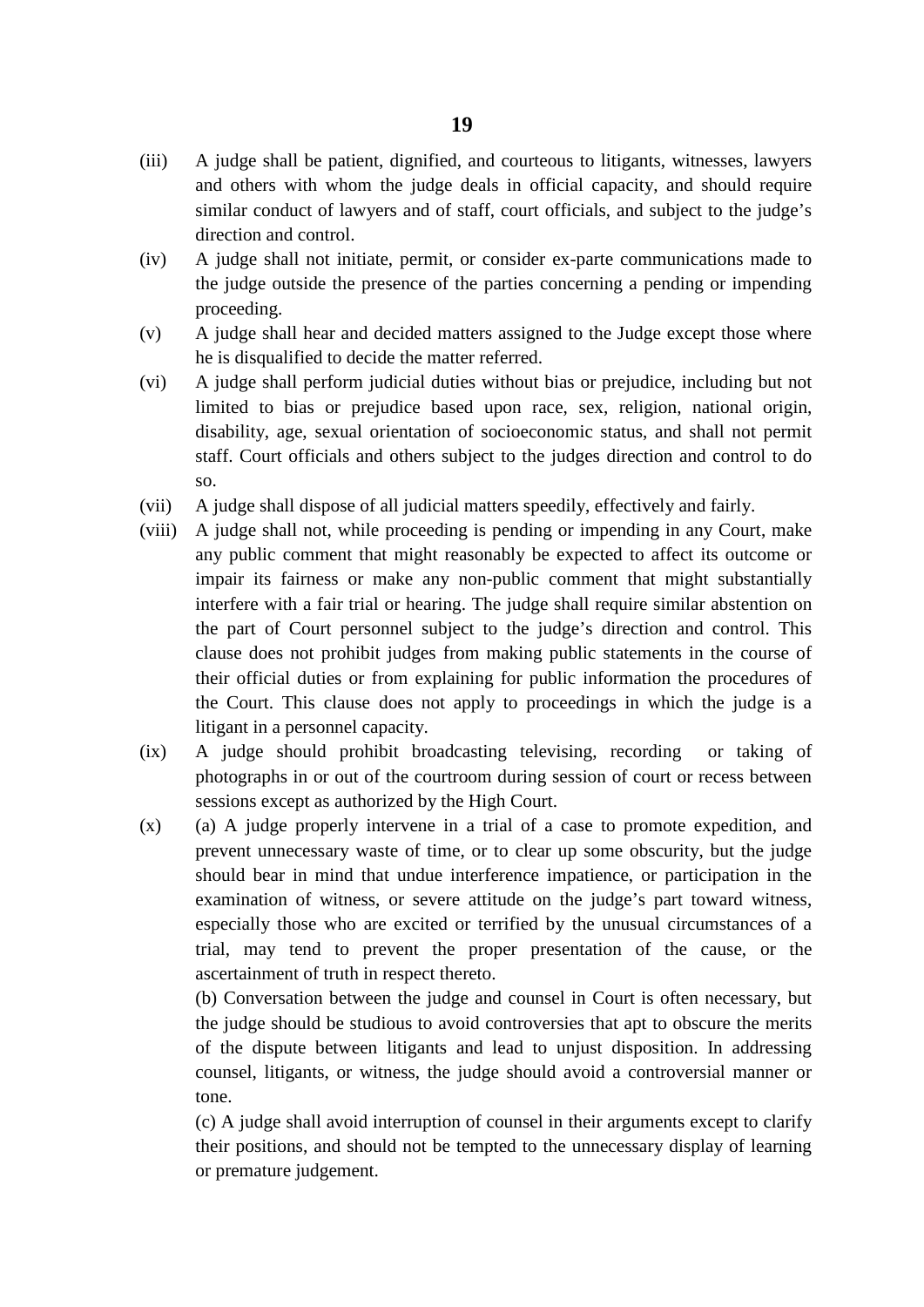(iii) A judge shall be patient, dignified, and courteous to litigants, witnesses, lawyers and others with whom the judge deals in official capacity, and should require similar conduct of lawyers and of staff, court officials, and subject to the judge's direction and control.

(iv) A judge shall not initiate, permit, or consider ex-parte communications made to the judge outside the presence of the parties concerning a pending or impending proceeding.

(v) A judge shall hear and decided matters assigned to the Judge except those where he is disqualified to decide the matter referred.

(vi) A judge shall perform judicial duties without bias or prejudice, including but not limited to bias or prejudice based upon race, sex, religion, national origin, disability, age, sexual orientation of socioeconomic status, and shall not permit staff. Court officials and others subject to the judges direction and control to do so.

(vii) A judge shall dispose of all judicial matters speedily, effectively and fairly.

(viii) A judge shall not, while proceeding is pending or impending in any Court, make any public comment that might reasonably be expected to affect its outcome or impair its fairness or make any non-public comment that might substantially interfere with a fair trial or hearing. The judge shall require similar abstention on the part of Court personnel subject to the judge's direction and control. This clause does not prohibit judges from making public statements in the course of their official duties or from explaining for public information the procedures of the Court. This clause does not apply to proceedings in which the judge is a litigant in a personnel capacity.

(ix) A judge should prohibit broadcasting televising, recording or taking of photographs in or out of the courtroom during session of court or recess between sessions except as authorized by the High Court.

(x) (a) A judge properly intervene in a trial of a case to promote expedition, and prevent unnecessary waste of time, or to clear up some obscurity, but the judge should bear in mind that undue interference impatience, or participation in the examination of witness, or severe attitude on the judge's part toward witness, especially those who are excited or terrified by the unusual circumstances of a trial, may tend to prevent the proper presentation of the cause, or the ascertainment of truth in respect thereto.

(b) Conversation between the judge and counsel in Court is often necessary, but the judge should be studious to avoid controversies that apt to obscure the merits of the dispute between litigants and lead to unjust disposition. In addressing counsel, litigants, or witness, the judge should avoid a controversial manner or tone.

(c) A judge shall avoid interruption of counsel in their arguments except to clarify their positions, and should not be tempted to the unnecessary display of learning or premature judgement.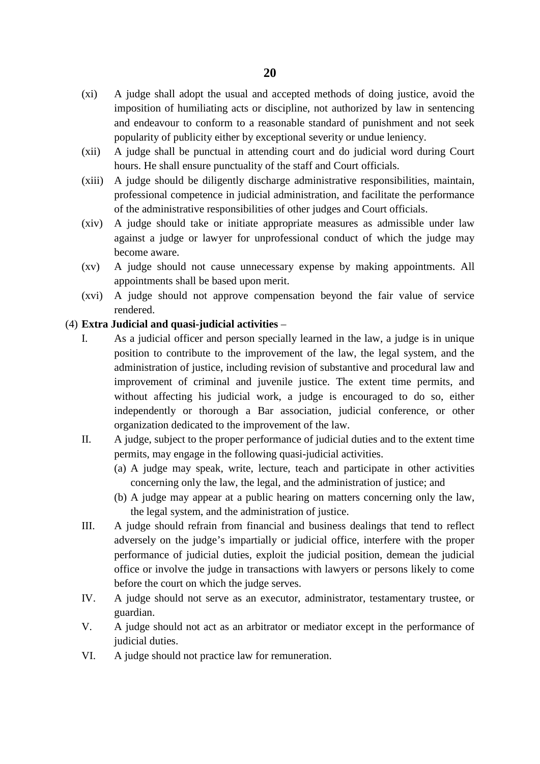(xi) A judge shall adopt the usual and accepted methods of doing justice, avoid the imposition of humiliating acts or discipline, not authorized by law in sentencing and endeavour to conform to a reasonable standard of punishment and not seek popularity of publicity either by exceptional severity or undue leniency.

(xii) A judge shall be punctual in attending court and do judicial word during Court hours. He shall ensure punctuality of the staff and Court officials.

(xiii) A judge should be diligently discharge administrative responsibilities, maintain, professional competence in judicial administration, and facilitate the performance of the administrative responsibilities of other judges and Court officials.

(xiv) A judge should take or initiate appropriate measures as admissible under law against a judge or lawyer for unprofessional conduct of which the judge may become aware.

(xv) A judge should not cause unnecessary expense by making appointments. All appointments shall be based upon merit.

(xvi) A judge should not approve compensation beyond the fair value of service rendered.

(4) **Extra Judicial and quasi-judicial activities** –

I. As a judicial officer and person specially learned in the law, a judge is in unique position to contribute to the improvement of the law, the legal system, and the administration of justice, including revision of substantive and procedural law and improvement of criminal and juvenile justice. The extent time permits, and without affecting his judicial work, a judge is encouraged to do so, either independently or thorough a Bar association, judicial conference, or other organization dedicated to the improvement of the law.

II. A judge, subject to the proper performance of judicial duties and to the extent time permits, may engage in the following quasi-judicial activities.

(a) A judge may speak, write, lecture, teach and participate in other activities concerning only the law, the legal, and the administration of justice; and

(b) A judge may appear at a public hearing on matters concerning only the law, the legal system, and the administration of justice.

III. A judge should refrain from financial and business dealings that tend to reflect adversely on the judge's impartially or judicial office, interfere with the proper performance of judicial duties, exploit the judicial position, demean the judicial office or involve the judge in transactions with lawyers or persons likely to come before the court on which the judge serves.

IV. A judge should not serve as an executor, administrator, testamentary trustee, or guardian.

V. A judge should not act as an arbitrator or mediator except in the performance of judicial duties.

VI. A judge should not practice law for remuneration.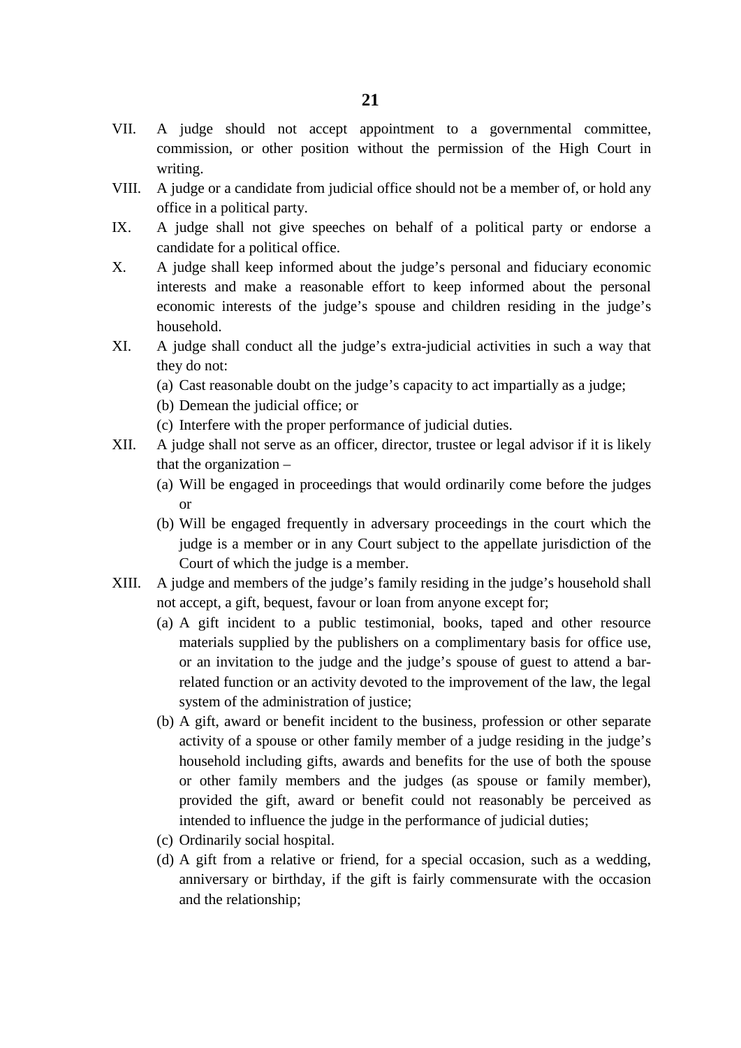VII. A judge should not accept appointment to a governmental committee, commission, or other position without the permission of the High Court in writing.

VIII. A judge or a candidate from judicial office should not be a member of, or hold any office in a political party.

IX. A judge shall not give speeches on behalf of a political party or endorse a candidate for a political office.

X. A judge shall keep informed about the judge's personal and fiduciary economic interests and make a reasonable effort to keep informed about the personal economic interests of the judge's spouse and children residing in the judge's household.

XI. A judge shall conduct all the judge's extra-judicial activities in such a way that they do not:

   (a) Cast reasonable doubt on the judge's capacity to act impartially as a judge;
   (b) Demean the judicial office; or
   (c) Interfere with the proper performance of judicial duties.

XII. A judge shall not serve as an officer, director, trustee or legal advisor if it is likely that the organization –

   (a) Will be engaged in proceedings that would ordinarily come before the judges or
   (b) Will be engaged frequently in adversary proceedings in the court which the judge is a member or in any Court subject to the appellate jurisdiction of the Court of which the judge is a member.

XIII. A judge and members of the judge's family residing in the judge's household shall not accept, a gift, bequest, favour or loan from anyone except for;

   (a) A gift incident to a public testimonial, books, taped and other resource materials supplied by the publishers on a complimentary basis for office use, or an invitation to the judge and the judge's spouse of guest to attend a bar-related function or an activity devoted to the improvement of the law, the legal system of the administration of justice;
   (b) A gift, award or benefit incident to the business, profession or other separate activity of a spouse or other family member of a judge residing in the judge's household including gifts, awards and benefits for the use of both the spouse or other family members and the judges (as spouse or family member), provided the gift, award or benefit could not reasonably be perceived as intended to influence the judge in the performance of judicial duties;
   (c) Ordinarily social hospital.
   (d) A gift from a relative or friend, for a special occasion, such as a wedding, anniversary or birthday, if the gift is fairly commensurate with the occasion and the relationship;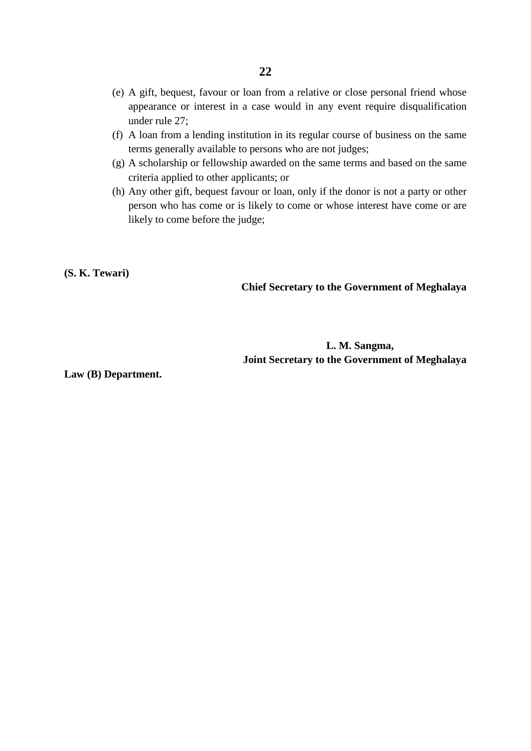(e) A gift, bequest, favour or loan from a relative or close personal friend whose appearance or interest in a case would in any event require disqualification under rule 27;

(f) A loan from a lending institution in its regular course of business on the same terms generally available to persons who are not judges;

(g) A scholarship or fellowship awarded on the same terms and based on the same criteria applied to other applicants; or

(h) Any other gift, bequest favour or loan, only if the donor is not a party or other person who has come or is likely to come or whose interest have come or are likely to come before the judge;

**(S. K. Tewari)**

**Chief Secretary to the Government of Meghalaya**

**L. M. Sangma,**
**Joint Secretary to the Government of Meghalaya**

**Law (B) Department.**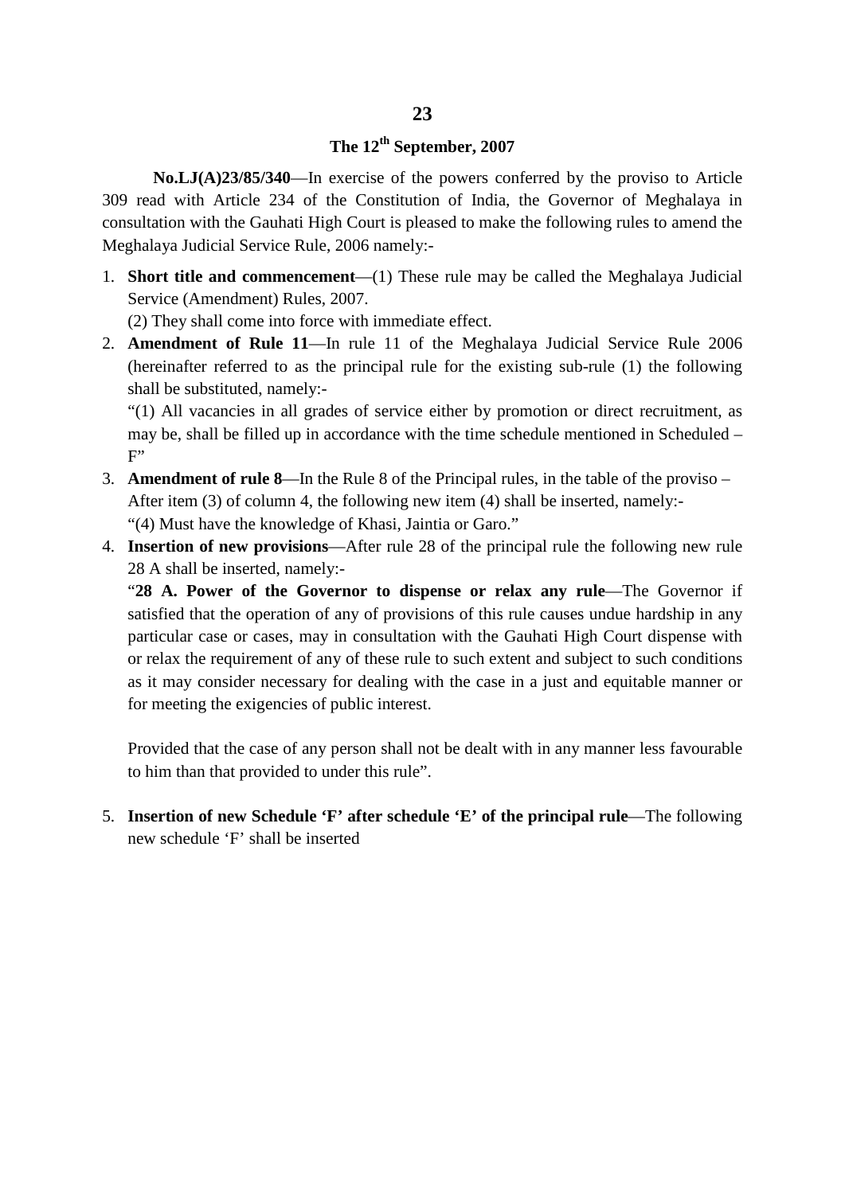## 23

### The 12th September, 2007

**No.LJ(A)23/85/340**—In exercise of the powers conferred by the proviso to Article 309 read with Article 234 of the Constitution of India, the Governor of Meghalaya in consultation with the Gauhati High Court is pleased to make the following rules to amend the Meghalaya Judicial Service Rule, 2006 namely:-

1. **Short title and commencement**—(1) These rule may be called the Meghalaya Judicial Service (Amendment) Rules, 2007.

   (2) They shall come into force with immediate effect.

2. **Amendment of Rule 11**—In rule 11 of the Meghalaya Judicial Service Rule 2006 (hereinafter referred to as the principal rule for the existing sub-rule (1) the following shall be substituted, namely:-

   "(1) All vacancies in all grades of service either by promotion or direct recruitment, as may be, shall be filled up in accordance with the time schedule mentioned in Scheduled – F"

3. **Amendment of rule 8**—In the Rule 8 of the Principal rules, in the table of the proviso – After item (3) of column 4, the following new item (4) shall be inserted, namely:-

   "(4) Must have the knowledge of Khasi, Jaintia or Garo."

4. **Insertion of new provisions**—After rule 28 of the principal rule the following new rule 28 A shall be inserted, namely:-

   "**28 A. Power of the Governor to dispense or relax any rule**—The Governor if satisfied that the operation of any of provisions of this rule causes undue hardship in any particular case or cases, may in consultation with the Gauhati High Court dispense with or relax the requirement of any of these rule to such extent and subject to such conditions as it may consider necessary for dealing with the case in a just and equitable manner or for meeting the exigencies of public interest.

   Provided that the case of any person shall not be dealt with in any manner less favourable to him than that provided to under this rule".

5. **Insertion of new Schedule 'F' after schedule 'E' of the principal rule**—The following new schedule 'F' shall be inserted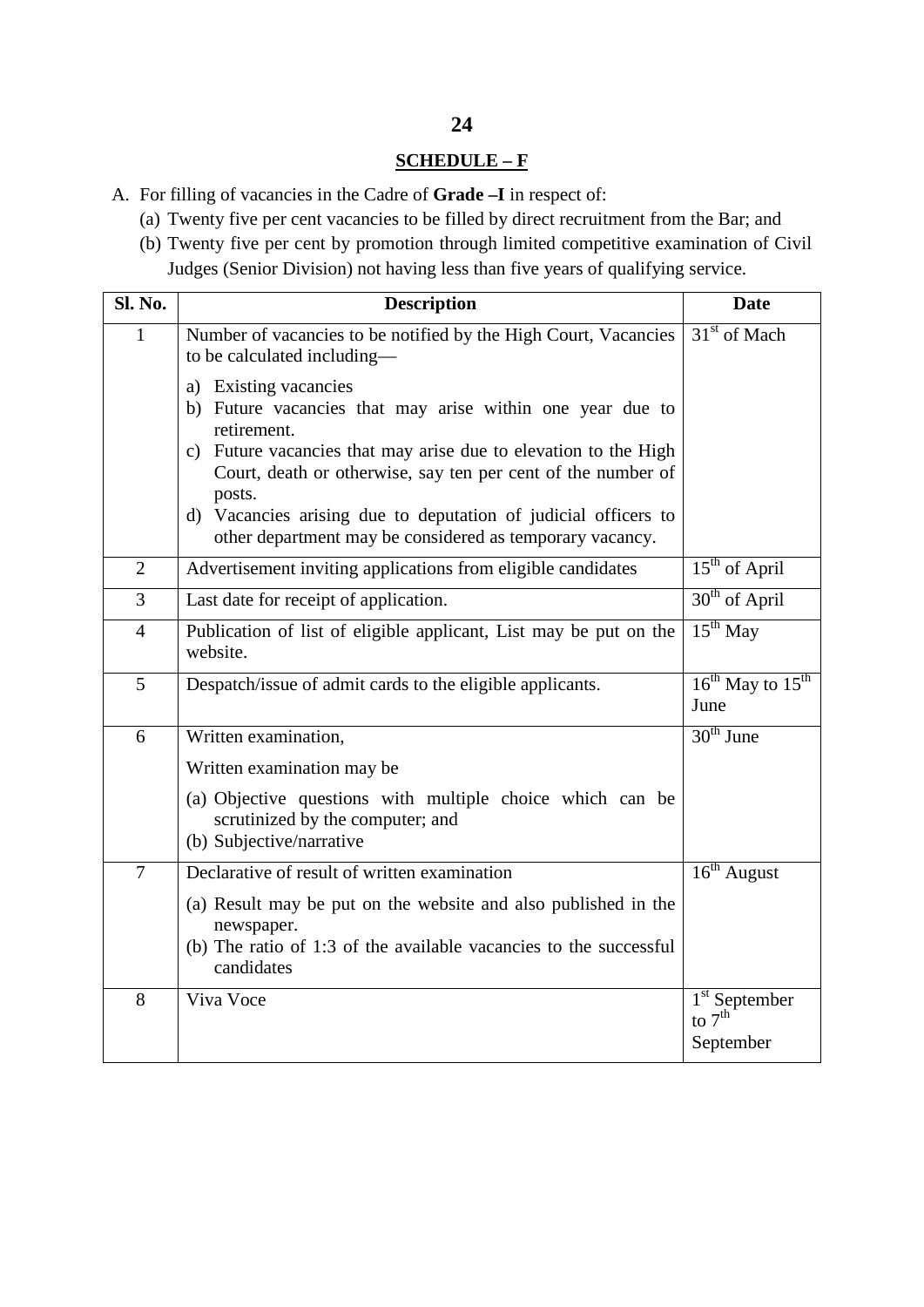## SCHEDULE – F

A. For filling of vacancies in the Cadre of **Grade –I** in respect of:

(a) Twenty five per cent vacancies to be filled by direct recruitment from the Bar; and

(b) Twenty five per cent by promotion through limited competitive examination of Civil Judges (Senior Division) not having less than five years of qualifying service.

| Sl. No. | Description | Date |
|---|---|---|
| 1 | Number of vacancies to be notified by the High Court, Vacancies to be calculated including—<br>a) Existing vacancies<br>b) Future vacancies that may arise within one year due to retirement.<br>c) Future vacancies that may arise due to elevation to the High Court, death or otherwise, say ten per cent of the number of posts.<br>d) Vacancies arising due to deputation of judicial officers to other department may be considered as temporary vacancy. | 31st of Mach |
| 2 | Advertisement inviting applications from eligible candidates | 15th of April |
| 3 | Last date for receipt of application. | 30th of April |
| 4 | Publication of list of eligible applicant, List may be put on the website. | 15th May |
| 5 | Despatch/issue of admit cards to the eligible applicants. | 16th May to 15th June |
| 6 | Written examination,<br>Written examination may be<br>(a) Objective questions with multiple choice which can be scrutinized by the computer; and<br>(b) Subjective/narrative | 30th June |
| 7 | Declarative of result of written examination<br>(a) Result may be put on the website and also published in the newspaper.<br>(b) The ratio of 1:3 of the available vacancies to the successful candidates | 16th August |
| 8 | Viva Voce | 1st September to 7th September |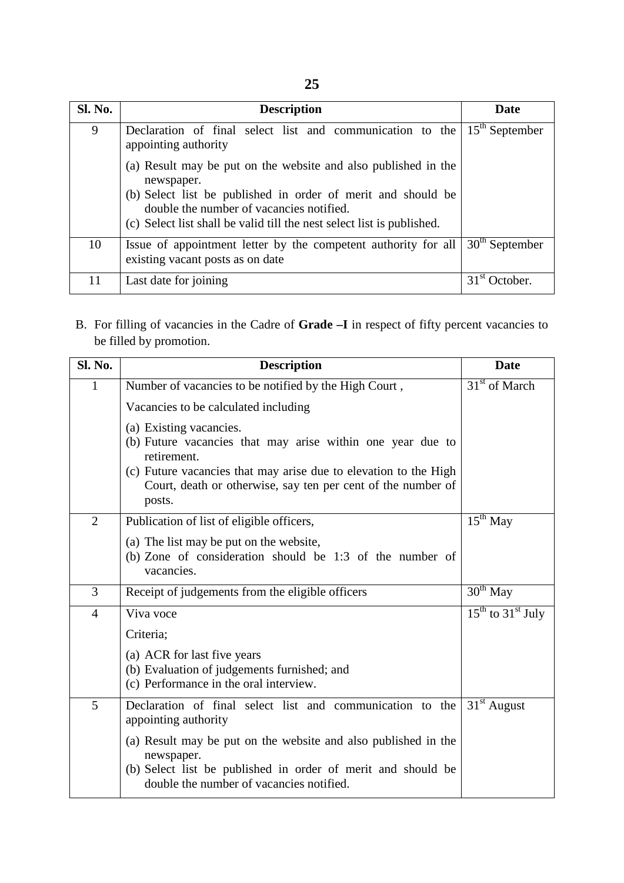| Sl. No. | Description | Date |
|---|---|---|
| 9 | Declaration of final select list and communication to the appointing authority<br>(a) Result may be put on the website and also published in the newspaper.<br>(b) Select list be published in order of merit and should be double the number of vacancies notified.<br>(c) Select list shall be valid till the nest select list is published. | 15th September |
| 10 | Issue of appointment letter by the competent authority for all existing vacant posts as on date | 30th September |
| 11 | Last date for joining | 31st October. |

B. For filling of vacancies in the Cadre of **Grade –I** in respect of fifty percent vacancies to be filled by promotion.

| Sl. No. | Description | Date |
|---|---|---|
| 1 | Number of vacancies to be notified by the High Court ,<br>Vacancies to be calculated including<br>(a) Existing vacancies.<br>(b) Future vacancies that may arise within one year due to retirement.<br>(c) Future vacancies that may arise due to elevation to the High Court, death or otherwise, say ten per cent of the number of posts. | 31st of March |
| 2 | Publication of list of eligible officers,<br>(a) The list may be put on the website,<br>(b) Zone of consideration should be 1:3 of the number of vacancies. | 15th May |
| 3 | Receipt of judgements from the eligible officers | 30th May |
| 4 | Viva voce<br>Criteria;<br>(a) ACR for last five years<br>(b) Evaluation of judgements furnished; and<br>(c) Performance in the oral interview. | 15th to 31st July |
| 5 | Declaration of final select list and communication to the appointing authority<br>(a) Result may be put on the website and also published in the newspaper.<br>(b) Select list be published in order of merit and should be double the number of vacancies notified. | 31st August |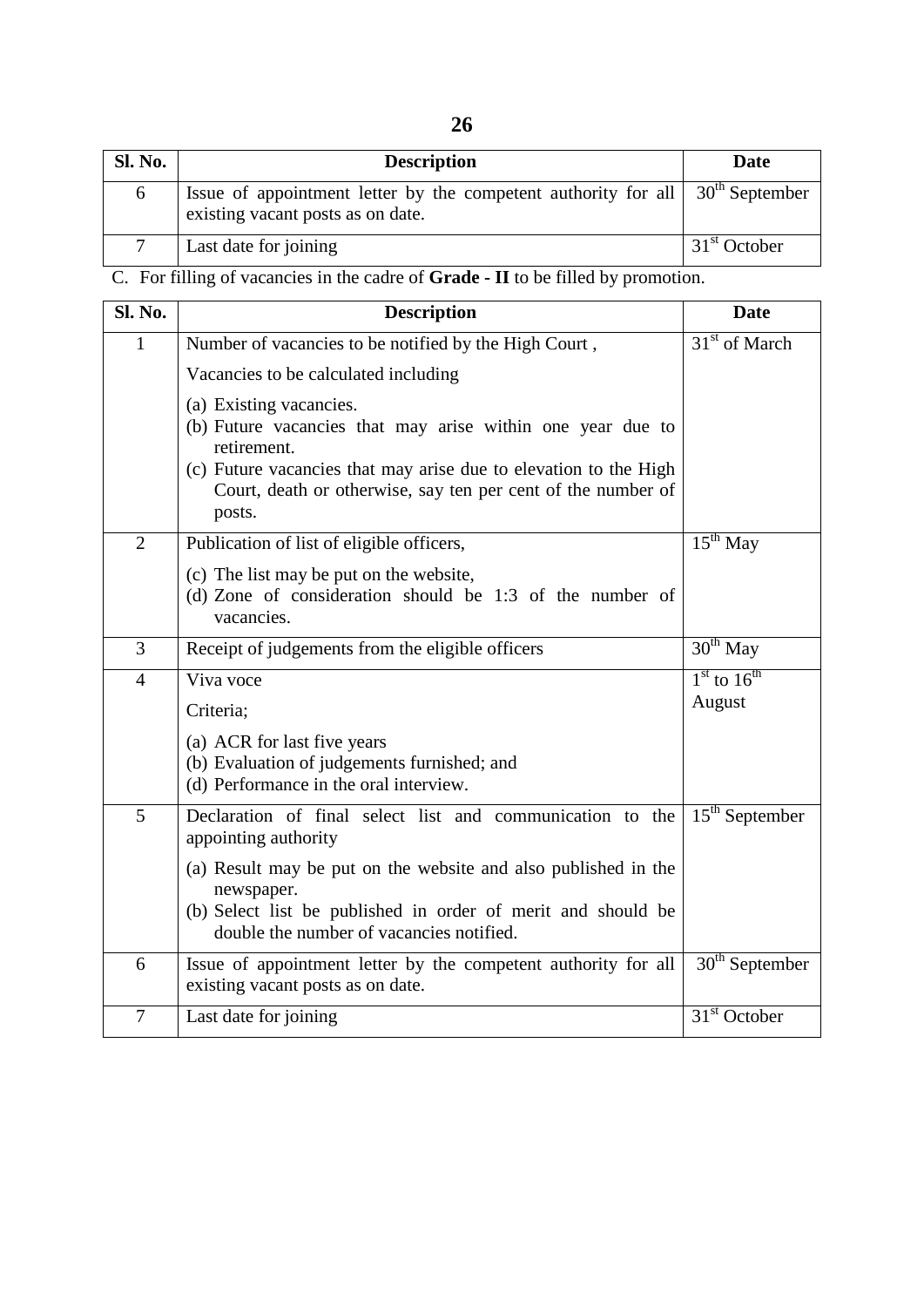| Sl. No. | Description | Date |
|---|---|---|
| 6 | Issue of appointment letter by the competent authority for all existing vacant posts as on date. | 30th September |
| 7 | Last date for joining | 31st October |

C. For filling of vacancies in the cadre of **Grade - II** to be filled by promotion.

| Sl. No. | Description | Date |
|---|---|---|
| 1 | Number of vacancies to be notified by the High Court ,<br><br>Vacancies to be calculated including<br><br>(a) Existing vacancies.<br>(b) Future vacancies that may arise within one year due to retirement.<br>(c) Future vacancies that may arise due to elevation to the High Court, death or otherwise, say ten per cent of the number of posts. | 31st of March |
| 2 | Publication of list of eligible officers,<br><br>(c) The list may be put on the website,<br>(d) Zone of consideration should be 1:3 of the number of vacancies. | 15th May |
| 3 | Receipt of judgements from the eligible officers | 30th May |
| 4 | Viva voce<br><br>Criteria;<br><br>(a) ACR for last five years<br>(b) Evaluation of judgements furnished; and<br>(d) Performance in the oral interview. | 1st to 16th August |
| 5 | Declaration of final select list and communication to the appointing authority<br><br>(a) Result may be put on the website and also published in the newspaper.<br>(b) Select list be published in order of merit and should be double the number of vacancies notified. | 15th September |
| 6 | Issue of appointment letter by the competent authority for all existing vacant posts as on date. | 30th September |
| 7 | Last date for joining | 31st October |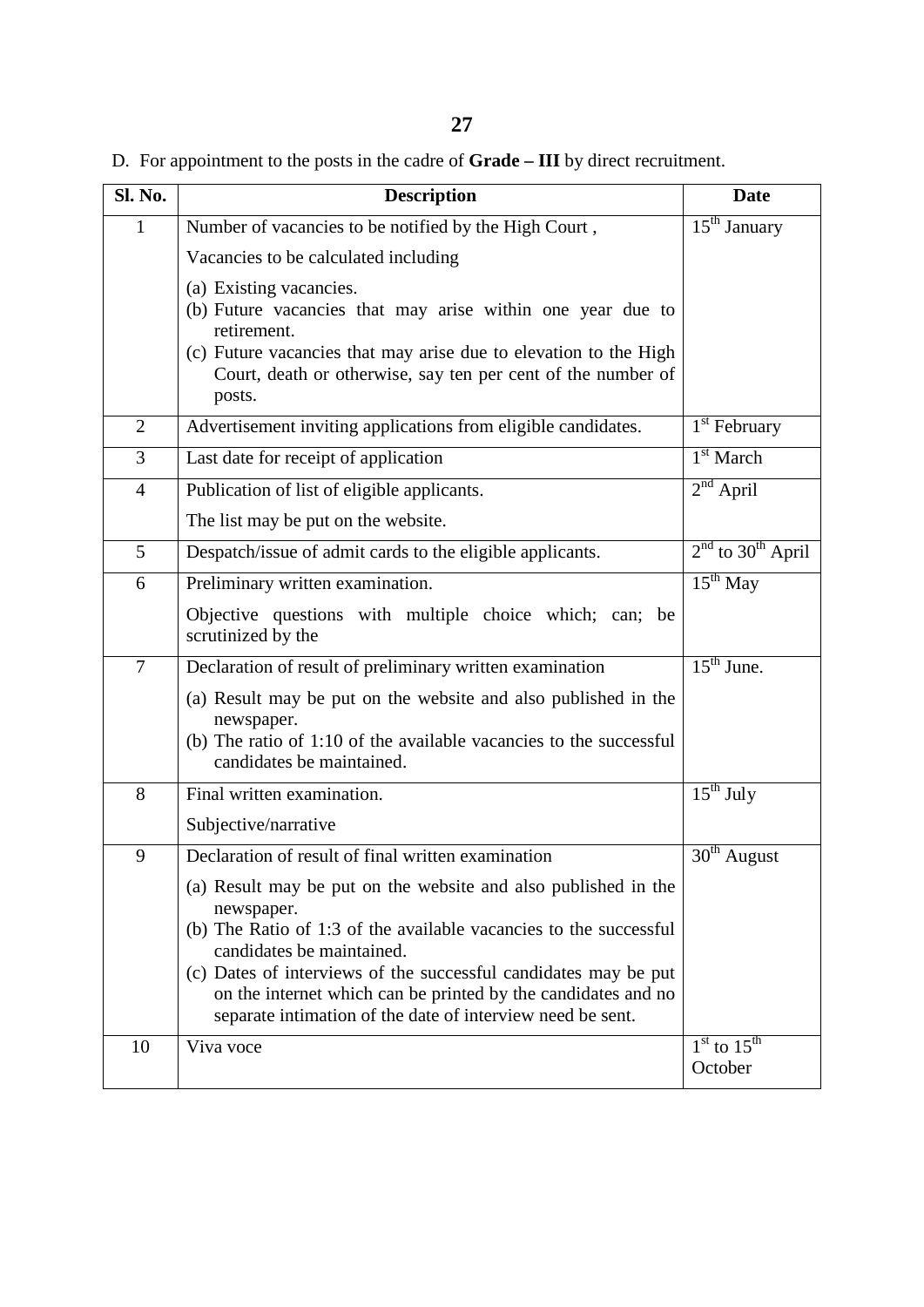D. For appointment to the posts in the cadre of **Grade – III** by direct recruitment.

| Sl. No. | Description | Date |
|---|---|---|
| 1 | Number of vacancies to be notified by the High Court ,<br>Vacancies to be calculated including<br>(a) Existing vacancies.<br>(b) Future vacancies that may arise within one year due to retirement.<br>(c) Future vacancies that may arise due to elevation to the High Court, death or otherwise, say ten per cent of the number of posts. | 15th January |
| 2 | Advertisement inviting applications from eligible candidates. | 1st February |
| 3 | Last date for receipt of application | 1st March |
| 4 | Publication of list of eligible applicants.<br>The list may be put on the website. | 2nd April |
| 5 | Despatch/issue of admit cards to the eligible applicants. | 2nd to 30th April |
| 6 | Preliminary written examination.<br>Objective questions with multiple choice which; can; be scrutinized by the | 15th May |
| 7 | Declaration of result of preliminary written examination<br>(a) Result may be put on the website and also published in the newspaper.<br>(b) The ratio of 1:10 of the available vacancies to the successful candidates be maintained. | 15th June. |
| 8 | Final written examination.<br>Subjective/narrative | 15th July |
| 9 | Declaration of result of final written examination<br>(a) Result may be put on the website and also published in the newspaper.<br>(b) The Ratio of 1:3 of the available vacancies to the successful candidates be maintained.<br>(c) Dates of interviews of the successful candidates may be put on the internet which can be printed by the candidates and no separate intimation of the date of interview need be sent. | 30th August |
| 10 | Viva voce | 1st to 15th October |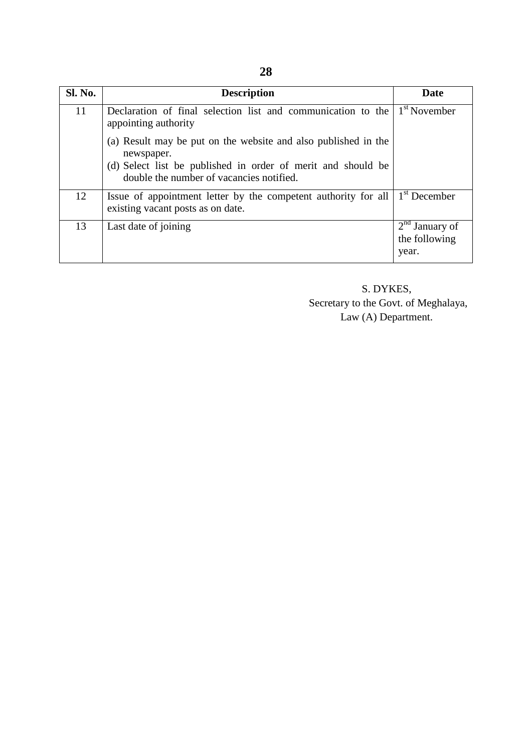| Sl. No. | Description | Date |
|---|---|---|
| 11 | Declaration of final selection list and communication to the appointing authority<br>(a) Result may be put on the website and also published in the newspaper.<br>(d) Select list be published in order of merit and should be double the number of vacancies notified. | 1st November |
| 12 | Issue of appointment letter by the competent authority for all existing vacant posts as on date. | 1st December |
| 13 | Last date of joining | 2nd January of the following year. |

S. DYKES,
Secretary to the Govt. of Meghalaya,
Law (A) Department.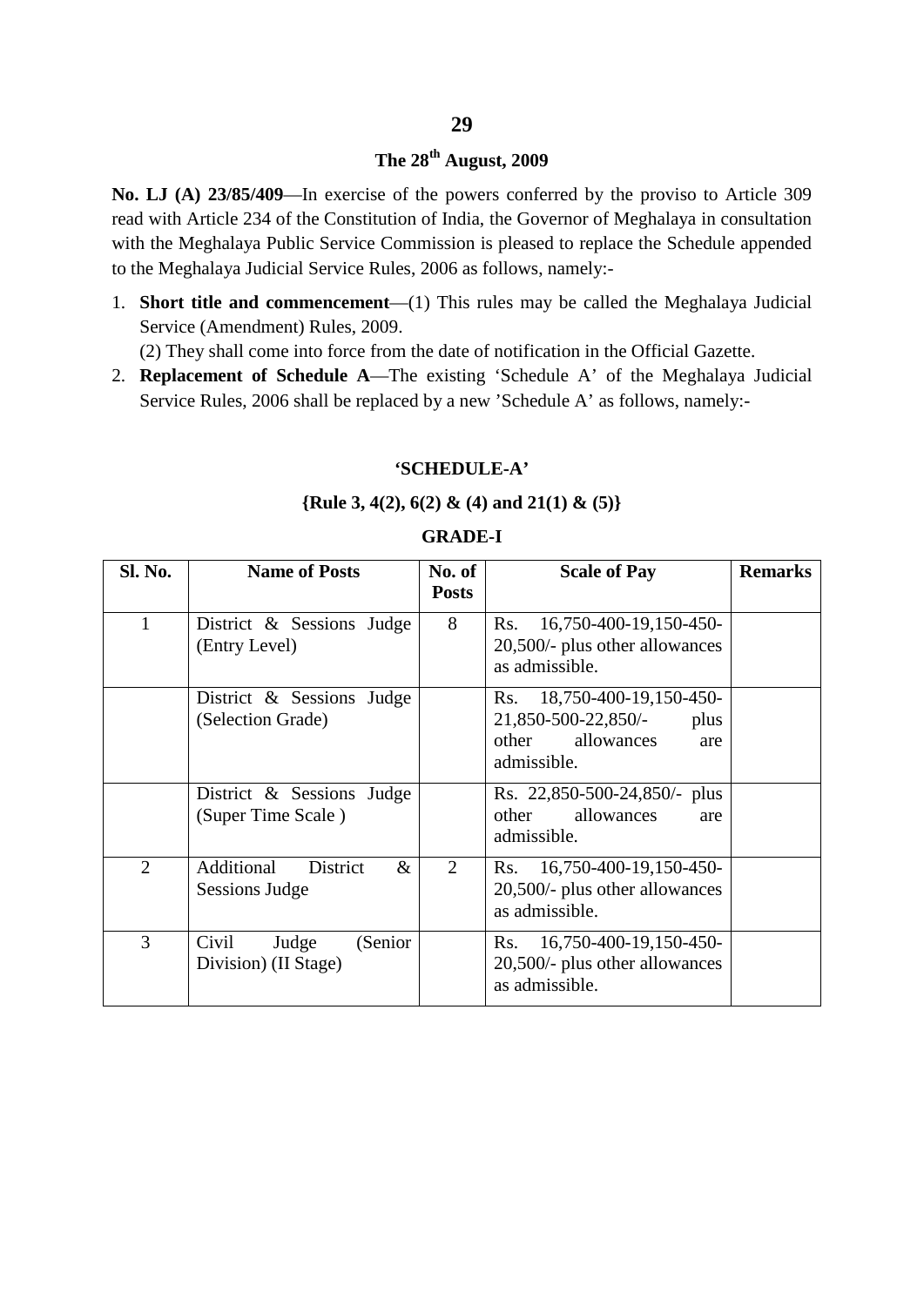**The 28th August, 2009**

**No. LJ (A) 23/85/409**—In exercise of the powers conferred by the proviso to Article 309 read with Article 234 of the Constitution of India, the Governor of Meghalaya in consultation with the Meghalaya Public Service Commission is pleased to replace the Schedule appended to the Meghalaya Judicial Service Rules, 2006 as follows, namely:-

1. **Short title and commencement**—(1) This rules may be called the Meghalaya Judicial Service (Amendment) Rules, 2009.

   (2) They shall come into force from the date of notification in the Official Gazette.

2. **Replacement of Schedule A**—The existing 'Schedule A' of the Meghalaya Judicial Service Rules, 2006 shall be replaced by a new 'Schedule A' as follows, namely:-

**'SCHEDULE-A'**

**{Rule 3, 4(2), 6(2) & (4) and 21(1) & (5)}**

**GRADE-I**

| Sl. No. | Name of Posts | No. of Posts | Scale of Pay | Remarks |
|---|---|---|---|---|
| 1 | District & Sessions Judge (Entry Level) | 8 | Rs. 16,750-400-19,150-450-20,500/- plus other allowances as admissible. | |
| | District & Sessions Judge (Selection Grade) | | Rs. 18,750-400-19,150-450-21,850-500-22,850/- plus other allowances are admissible. | |
| | District & Sessions Judge (Super Time Scale ) | | Rs. 22,850-500-24,850/- plus other allowances are admissible. | |
| 2 | Additional District & Sessions Judge | 2 | Rs. 16,750-400-19,150-450-20,500/- plus other allowances as admissible. | |
| 3 | Civil Judge (Senior Division) (II Stage) | | Rs. 16,750-400-19,150-450-20,500/- plus other allowances as admissible. | |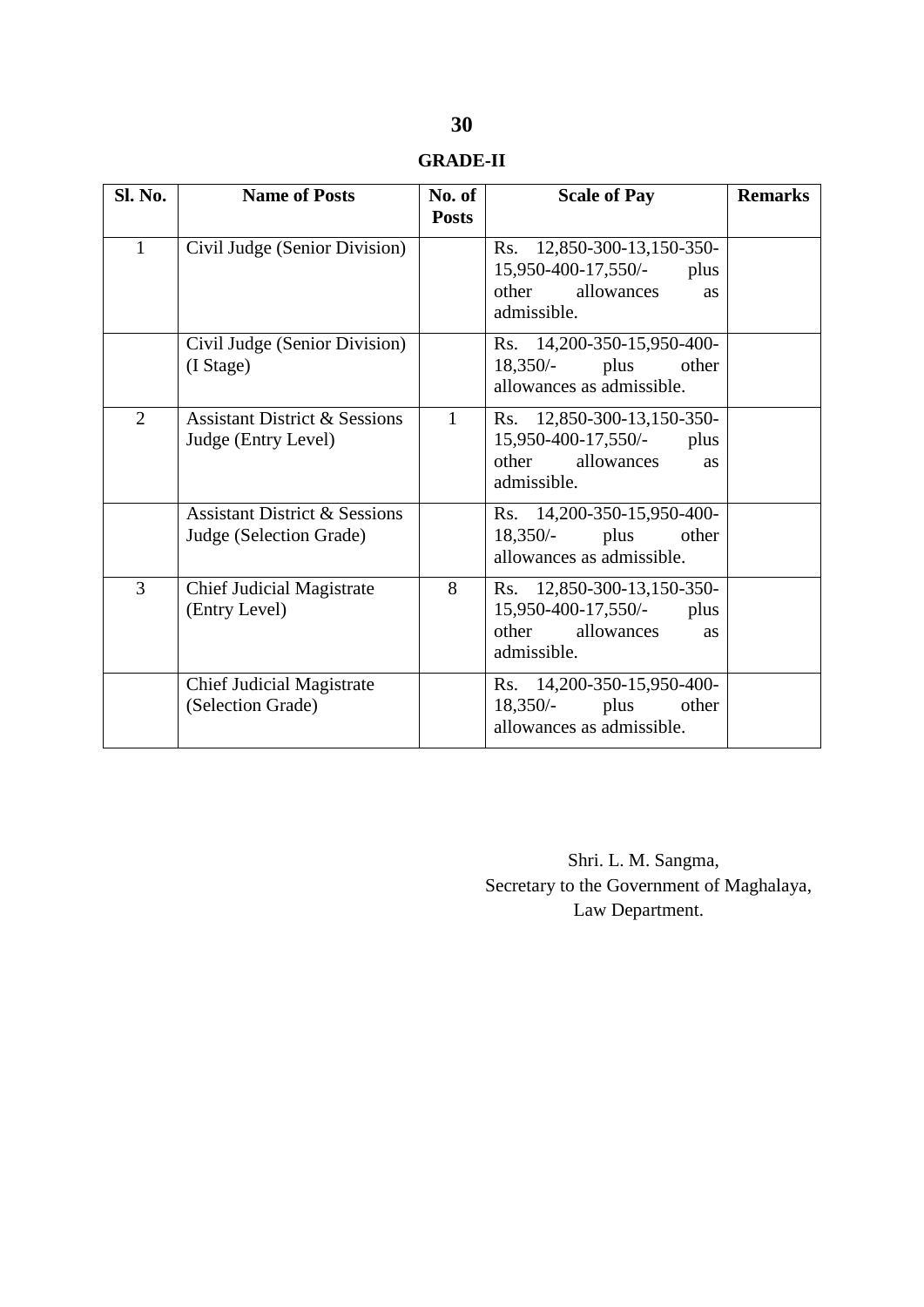## GRADE-II

| Sl. No. | Name of Posts | No. of Posts | Scale of Pay | Remarks |
|---|---|---|---|---|
| 1 | Civil Judge (Senior Division) | | Rs. 12,850-300-13,150-350-15,950-400-17,550/- plus other allowances as admissible. | |
| | Civil Judge (Senior Division) (I Stage) | | Rs. 14,200-350-15,950-400-18,350/- plus other allowances as admissible. | |
| 2 | Assistant District & Sessions Judge (Entry Level) | 1 | Rs. 12,850-300-13,150-350-15,950-400-17,550/- plus other allowances as admissible. | |
| | Assistant District & Sessions Judge (Selection Grade) | | Rs. 14,200-350-15,950-400-18,350/- plus other allowances as admissible. | |
| 3 | Chief Judicial Magistrate (Entry Level) | 8 | Rs. 12,850-300-13,150-350-15,950-400-17,550/- plus other allowances as admissible. | |
| | Chief Judicial Magistrate (Selection Grade) | | Rs. 14,200-350-15,950-400-18,350/- plus other allowances as admissible. | |

Shri. L. M. Sangma,  
Secretary to the Government of Maghalaya,  
Law Department.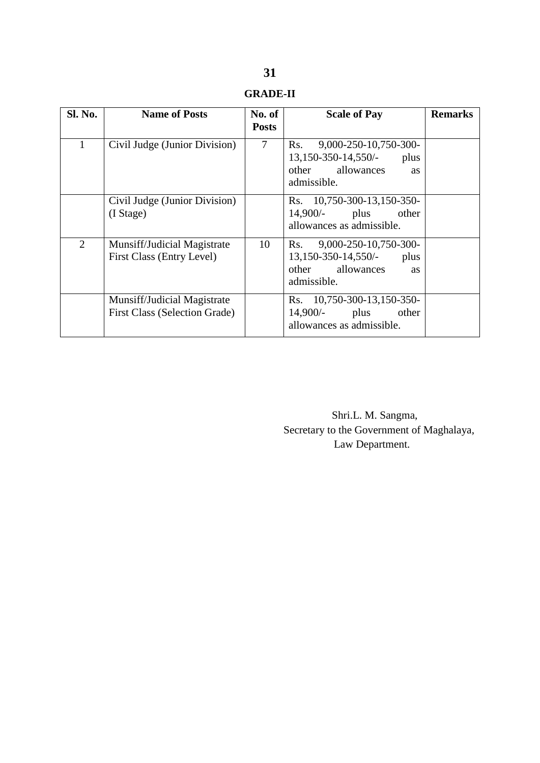## GRADE-II

| Sl. No. | Name of Posts | No. of Posts | Scale of Pay | Remarks |
|---|---|---|---|---|
| 1 | Civil Judge (Junior Division) | 7 | Rs. 9,000-250-10,750-300-13,150-350-14,550/- plus other allowances as admissible. | |
| | Civil Judge (Junior Division) (I Stage) | | Rs. 10,750-300-13,150-350-14,900/- plus other allowances as admissible. | |
| 2 | Munsiff/Judicial Magistrate First Class (Entry Level) | 10 | Rs. 9,000-250-10,750-300-13,150-350-14,550/- plus other allowances as admissible. | |
| | Munsiff/Judicial Magistrate First Class (Selection Grade) | | Rs. 10,750-300-13,150-350-14,900/- plus other allowances as admissible. | |

Shri.L. M. Sangma,
Secretary to the Government of Maghalaya,
Law Department.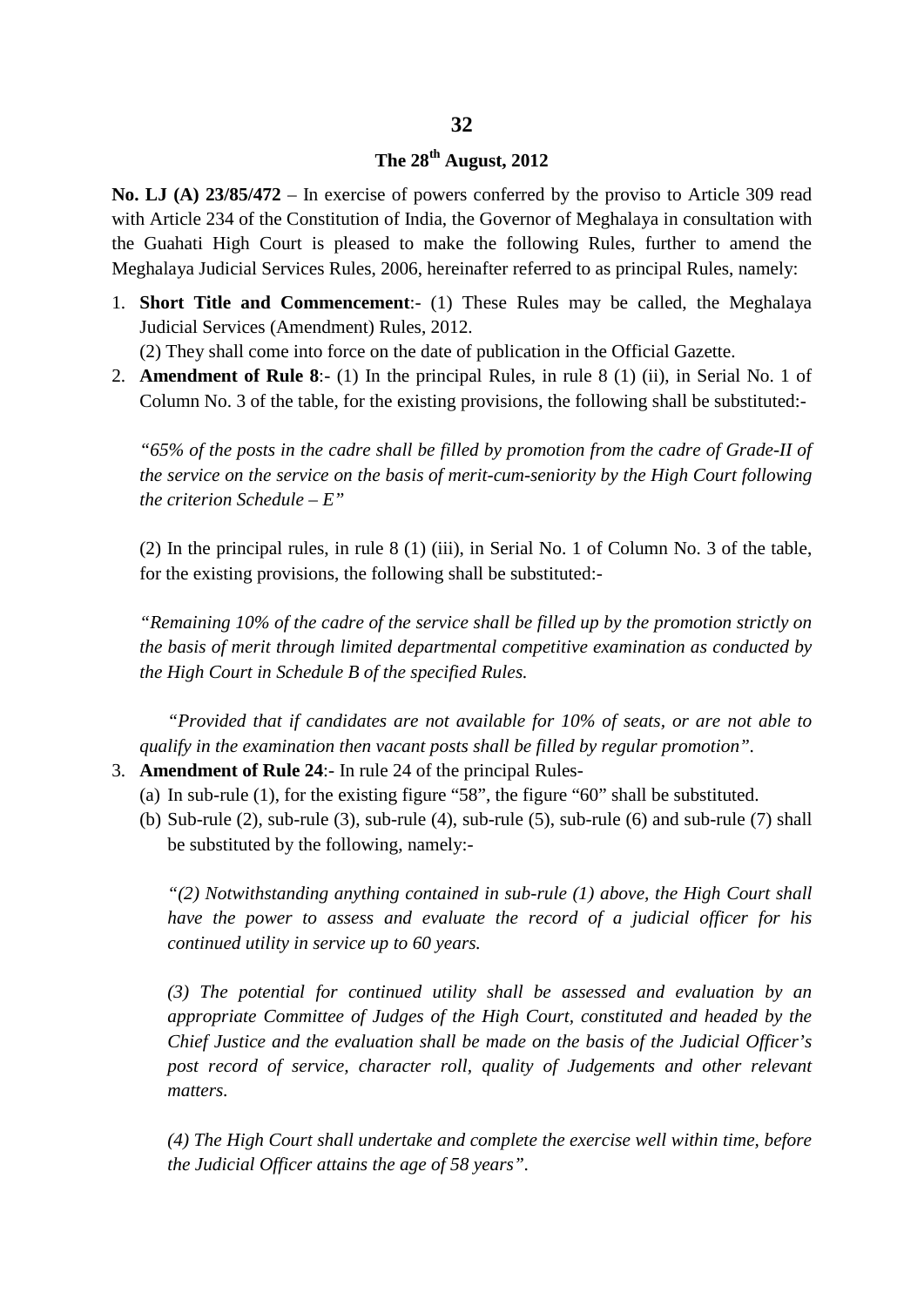**The 28th August, 2012**

**No. LJ (A) 23/85/472** – In exercise of powers conferred by the proviso to Article 309 read with Article 234 of the Constitution of India, the Governor of Meghalaya in consultation with the Guahati High Court is pleased to make the following Rules, further to amend the Meghalaya Judicial Services Rules, 2006, hereinafter referred to as principal Rules, namely:

1. **Short Title and Commencement**:- (1) These Rules may be called, the Meghalaya Judicial Services (Amendment) Rules, 2012.

   (2) They shall come into force on the date of publication in the Official Gazette.

2. **Amendment of Rule 8**:- (1) In the principal Rules, in rule 8 (1) (ii), in Serial No. 1 of Column No. 3 of the table, for the existing provisions, the following shall be substituted:-

   *"65% of the posts in the cadre shall be filled by promotion from the cadre of Grade-II of the service on the service on the basis of merit-cum-seniority by the High Court following the criterion Schedule – E"*

   (2) In the principal rules, in rule 8 (1) (iii), in Serial No. 1 of Column No. 3 of the table, for the existing provisions, the following shall be substituted:-

   *"Remaining 10% of the cadre of the service shall be filled up by the promotion strictly on the basis of merit through limited departmental competitive examination as conducted by the High Court in Schedule B of the specified Rules.*

   *"Provided that if candidates are not available for 10% of seats, or are not able to qualify in the examination then vacant posts shall be filled by regular promotion".*

3. **Amendment of Rule 24**:- In rule 24 of the principal Rules-

   (a) In sub-rule (1), for the existing figure "58", the figure "60" shall be substituted.

   (b) Sub-rule (2), sub-rule (3), sub-rule (4), sub-rule (5), sub-rule (6) and sub-rule (7) shall be substituted by the following, namely:-

   *"(2) Notwithstanding anything contained in sub-rule (1) above, the High Court shall have the power to assess and evaluate the record of a judicial officer for his continued utility in service up to 60 years.*

   *(3) The potential for continued utility shall be assessed and evaluation by an appropriate Committee of Judges of the High Court, constituted and headed by the Chief Justice and the evaluation shall be made on the basis of the Judicial Officer's post record of service, character roll, quality of Judgements and other relevant matters.*

   *(4) The High Court shall undertake and complete the exercise well within time, before the Judicial Officer attains the age of 58 years".*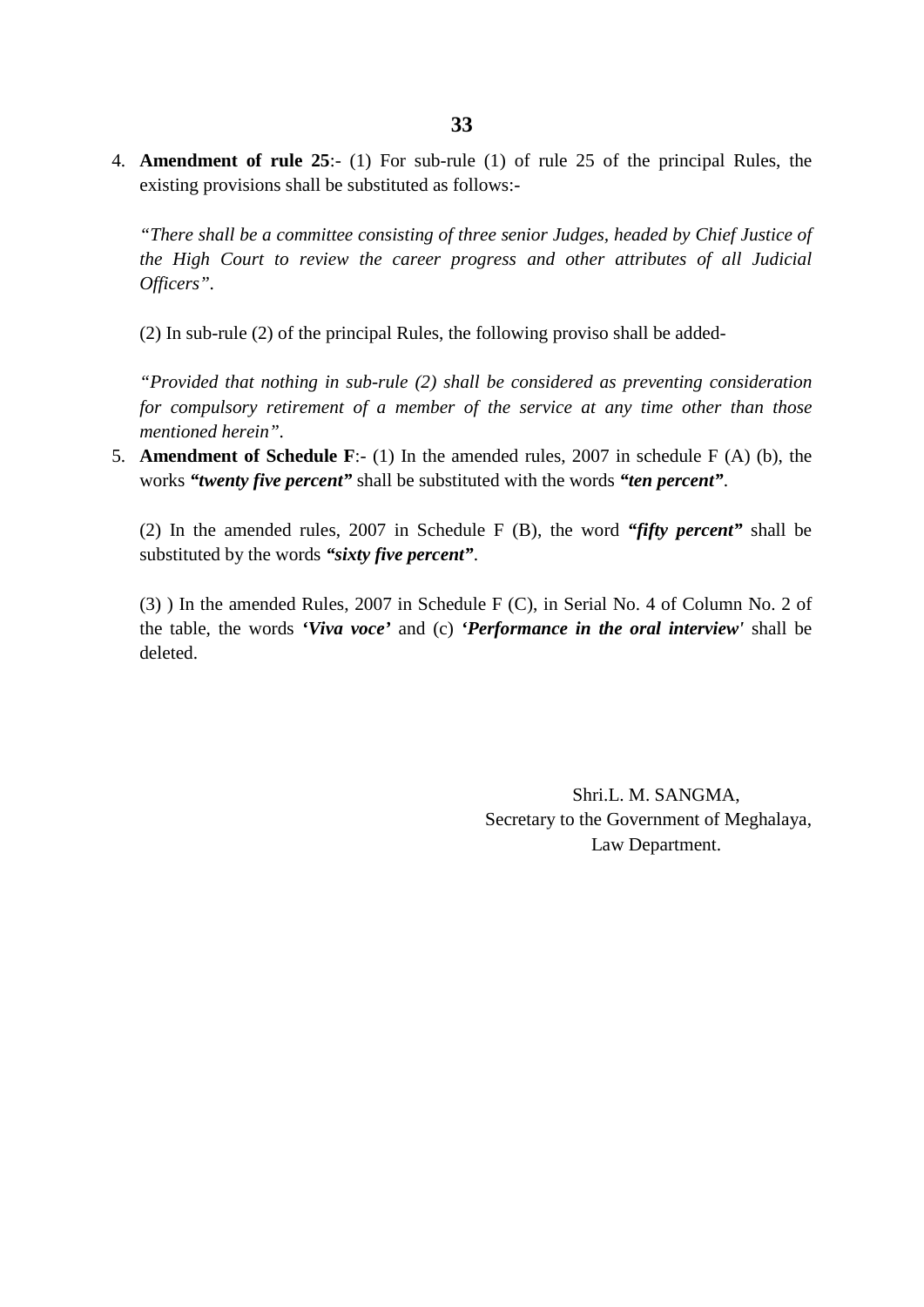4. **Amendment of rule 25**:- (1) For sub-rule (1) of rule 25 of the principal Rules, the existing provisions shall be substituted as follows:-

   *"There shall be a committee consisting of three senior Judges, headed by Chief Justice of the High Court to review the career progress and other attributes of all Judicial Officers".*

   (2) In sub-rule (2) of the principal Rules, the following proviso shall be added-

   *"Provided that nothing in sub-rule (2) shall be considered as preventing consideration for compulsory retirement of a member of the service at any time other than those mentioned herein".*

5. **Amendment of Schedule F**:- (1) In the amended rules, 2007 in schedule F (A) (b), the works ***"twenty five percent"*** shall be substituted with the words ***"ten percent"***.

   (2) In the amended rules, 2007 in Schedule F (B), the word ***"fifty percent"*** shall be substituted by the words ***"sixty five percent"***.

   (3) ) In the amended Rules, 2007 in Schedule F (C), in Serial No. 4 of Column No. 2 of the table, the words ***'Viva voce'*** and (c) ***'Performance in the oral interview'*** shall be deleted.

Shri.L. M. SANGMA,
Secretary to the Government of Meghalaya,
Law Department.